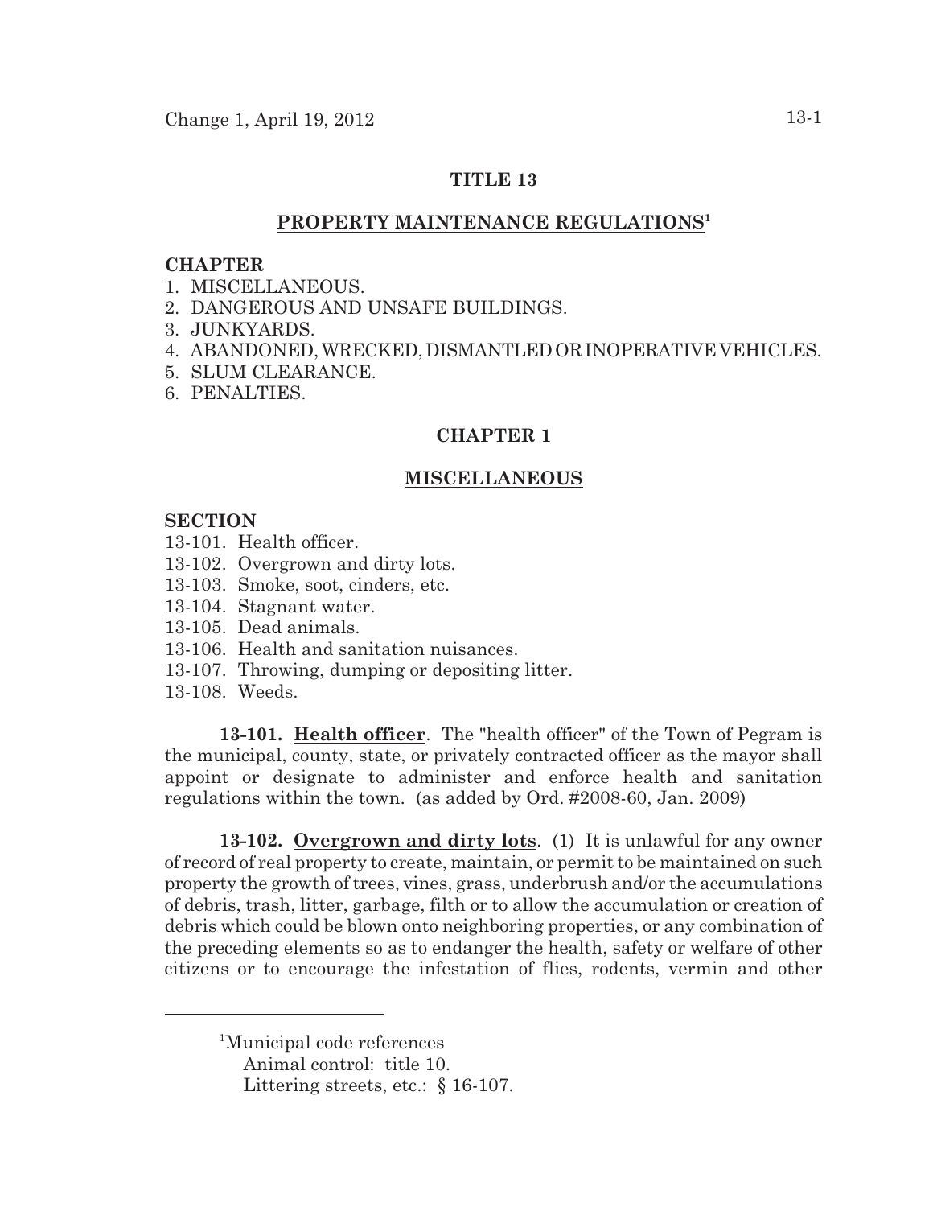# TITLE 13

## PROPERTY MAINTENANCE REGULATIONS[1]

**CHAPTER**
1. MISCELLANEOUS.
2. DANGEROUS AND UNSAFE BUILDINGS.
3. JUNKYARDS.
4. ABANDONED, WRECKED, DISMANTLED OR INOPERATIVE VEHICLES.
5. SLUM CLEARANCE.
6. PENALTIES.

## CHAPTER 1

## MISCELLANEOUS

**SECTION**
13-101. Health officer.
13-102. Overgrown and dirty lots.
13-103. Smoke, soot, cinders, etc.
13-104. Stagnant water.
13-105. Dead animals.
13-106. Health and sanitation nuisances.
13-107. Throwing, dumping or depositing litter.
13-108. Weeds.

**13-101. Health officer**. The "health officer" of the Town of Pegram is the municipal, county, state, or privately contracted officer as the mayor shall appoint or designate to administer and enforce health and sanitation regulations within the town. (as added by Ord. #2008-60, Jan. 2009)

**13-102. Overgrown and dirty lots**. (1) It is unlawful for any owner of record of real property to create, maintain, or permit to be maintained on such property the growth of trees, vines, grass, underbrush and/or the accumulations of debris, trash, litter, garbage, filth or to allow the accumulation or creation of debris which could be blown onto neighboring properties, or any combination of the preceding elements so as to endanger the health, safety or welfare of other citizens or to encourage the infestation of flies, rodents, vermin and other

---

[1]Municipal code references
Animal control: title 10.
Littering streets, etc.: § 16-107.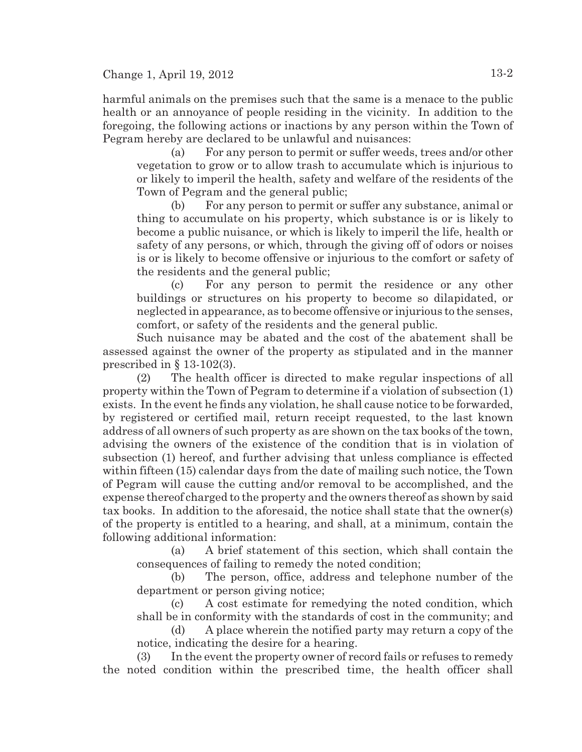harmful animals on the premises such that the same is a menace to the public health or an annoyance of people residing in the vicinity. In addition to the foregoing, the following actions or inactions by any person within the Town of Pegram hereby are declared to be unlawful and nuisances:

(a) For any person to permit or suffer weeds, trees and/or other vegetation to grow or to allow trash to accumulate which is injurious to or likely to imperil the health, safety and welfare of the residents of the Town of Pegram and the general public;

(b) For any person to permit or suffer any substance, animal or thing to accumulate on his property, which substance is or is likely to become a public nuisance, or which is likely to imperil the life, health or safety of any persons, or which, through the giving off of odors or noises is or is likely to become offensive or injurious to the comfort or safety of the residents and the general public;

(c) For any person to permit the residence or any other buildings or structures on his property to become so dilapidated, or neglected in appearance, as to become offensive or injurious to the senses, comfort, or safety of the residents and the general public.

Such nuisance may be abated and the cost of the abatement shall be assessed against the owner of the property as stipulated and in the manner prescribed in § 13-102(3).

(2) The health officer is directed to make regular inspections of all property within the Town of Pegram to determine if a violation of subsection (1) exists. In the event he finds any violation, he shall cause notice to be forwarded, by registered or certified mail, return receipt requested, to the last known address of all owners of such property as are shown on the tax books of the town, advising the owners of the existence of the condition that is in violation of subsection (1) hereof, and further advising that unless compliance is effected within fifteen (15) calendar days from the date of mailing such notice, the Town of Pegram will cause the cutting and/or removal to be accomplished, and the expense thereof charged to the property and the owners thereof as shown by said tax books. In addition to the aforesaid, the notice shall state that the owner(s) of the property is entitled to a hearing, and shall, at a minimum, contain the following additional information:

(a) A brief statement of this section, which shall contain the consequences of failing to remedy the noted condition;

(b) The person, office, address and telephone number of the department or person giving notice;

(c) A cost estimate for remedying the noted condition, which shall be in conformity with the standards of cost in the community; and

(d) A place wherein the notified party may return a copy of the notice, indicating the desire for a hearing.

(3) In the event the property owner of record fails or refuses to remedy the noted condition within the prescribed time, the health officer shall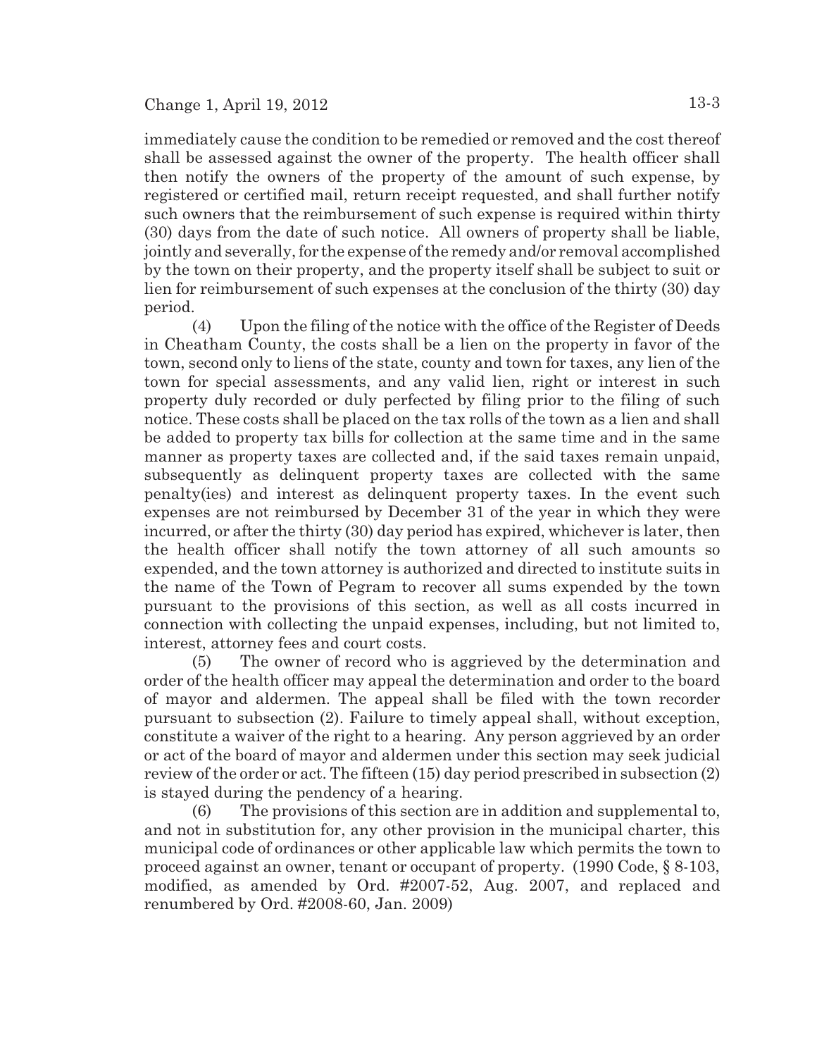immediately cause the condition to be remedied or removed and the cost thereof shall be assessed against the owner of the property. The health officer shall then notify the owners of the property of the amount of such expense, by registered or certified mail, return receipt requested, and shall further notify such owners that the reimbursement of such expense is required within thirty (30) days from the date of such notice. All owners of property shall be liable, jointly and severally, for the expense of the remedy and/or removal accomplished by the town on their property, and the property itself shall be subject to suit or lien for reimbursement of such expenses at the conclusion of the thirty (30) day period.

(4) Upon the filing of the notice with the office of the Register of Deeds in Cheatham County, the costs shall be a lien on the property in favor of the town, second only to liens of the state, county and town for taxes, any lien of the town for special assessments, and any valid lien, right or interest in such property duly recorded or duly perfected by filing prior to the filing of such notice. These costs shall be placed on the tax rolls of the town as a lien and shall be added to property tax bills for collection at the same time and in the same manner as property taxes are collected and, if the said taxes remain unpaid, subsequently as delinquent property taxes are collected with the same penalty(ies) and interest as delinquent property taxes. In the event such expenses are not reimbursed by December 31 of the year in which they were incurred, or after the thirty (30) day period has expired, whichever is later, then the health officer shall notify the town attorney of all such amounts so expended, and the town attorney is authorized and directed to institute suits in the name of the Town of Pegram to recover all sums expended by the town pursuant to the provisions of this section, as well as all costs incurred in connection with collecting the unpaid expenses, including, but not limited to, interest, attorney fees and court costs.

(5) The owner of record who is aggrieved by the determination and order of the health officer may appeal the determination and order to the board of mayor and aldermen. The appeal shall be filed with the town recorder pursuant to subsection (2). Failure to timely appeal shall, without exception, constitute a waiver of the right to a hearing. Any person aggrieved by an order or act of the board of mayor and aldermen under this section may seek judicial review of the order or act. The fifteen (15) day period prescribed in subsection (2) is stayed during the pendency of a hearing.

(6) The provisions of this section are in addition and supplemental to, and not in substitution for, any other provision in the municipal charter, this municipal code of ordinances or other applicable law which permits the town to proceed against an owner, tenant or occupant of property. (1990 Code, § 8-103, modified, as amended by Ord. #2007-52, Aug. 2007, and replaced and renumbered by Ord. #2008-60, Jan. 2009)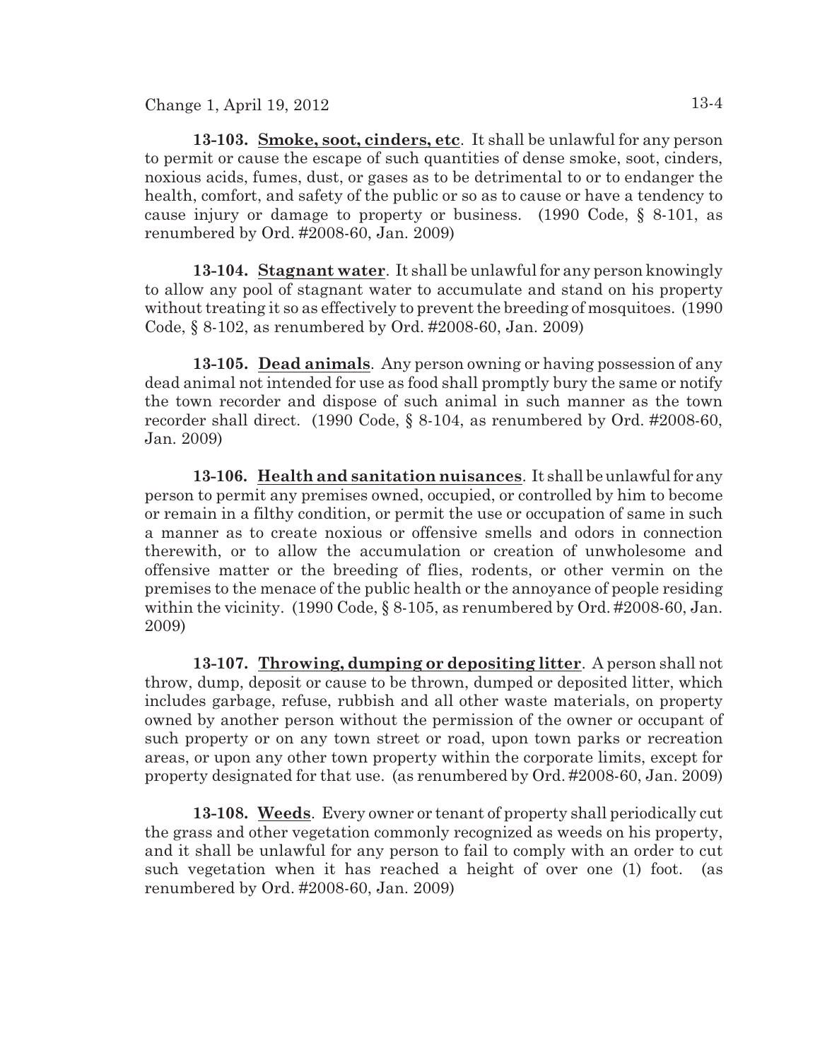**13-103. Smoke, soot, cinders, etc**. It shall be unlawful for any person to permit or cause the escape of such quantities of dense smoke, soot, cinders, noxious acids, fumes, dust, or gases as to be detrimental to or to endanger the health, comfort, and safety of the public or so as to cause or have a tendency to cause injury or damage to property or business. (1990 Code, § 8-101, as renumbered by Ord. #2008-60, Jan. 2009)

**13-104. Stagnant water**. It shall be unlawful for any person knowingly to allow any pool of stagnant water to accumulate and stand on his property without treating it so as effectively to prevent the breeding of mosquitoes. (1990 Code, § 8-102, as renumbered by Ord. #2008-60, Jan. 2009)

**13-105. Dead animals**. Any person owning or having possession of any dead animal not intended for use as food shall promptly bury the same or notify the town recorder and dispose of such animal in such manner as the town recorder shall direct. (1990 Code, § 8-104, as renumbered by Ord. #2008-60, Jan. 2009)

**13-106. Health and sanitation nuisances**. It shall be unlawful for any person to permit any premises owned, occupied, or controlled by him to become or remain in a filthy condition, or permit the use or occupation of same in such a manner as to create noxious or offensive smells and odors in connection therewith, or to allow the accumulation or creation of unwholesome and offensive matter or the breeding of flies, rodents, or other vermin on the premises to the menace of the public health or the annoyance of people residing within the vicinity. (1990 Code, § 8-105, as renumbered by Ord. #2008-60, Jan. 2009)

**13-107. Throwing, dumping or depositing litter**. A person shall not throw, dump, deposit or cause to be thrown, dumped or deposited litter, which includes garbage, refuse, rubbish and all other waste materials, on property owned by another person without the permission of the owner or occupant of such property or on any town street or road, upon town parks or recreation areas, or upon any other town property within the corporate limits, except for property designated for that use. (as renumbered by Ord. #2008-60, Jan. 2009)

**13-108. Weeds**. Every owner or tenant of property shall periodically cut the grass and other vegetation commonly recognized as weeds on his property, and it shall be unlawful for any person to fail to comply with an order to cut such vegetation when it has reached a height of over one (1) foot. (as renumbered by Ord. #2008-60, Jan. 2009)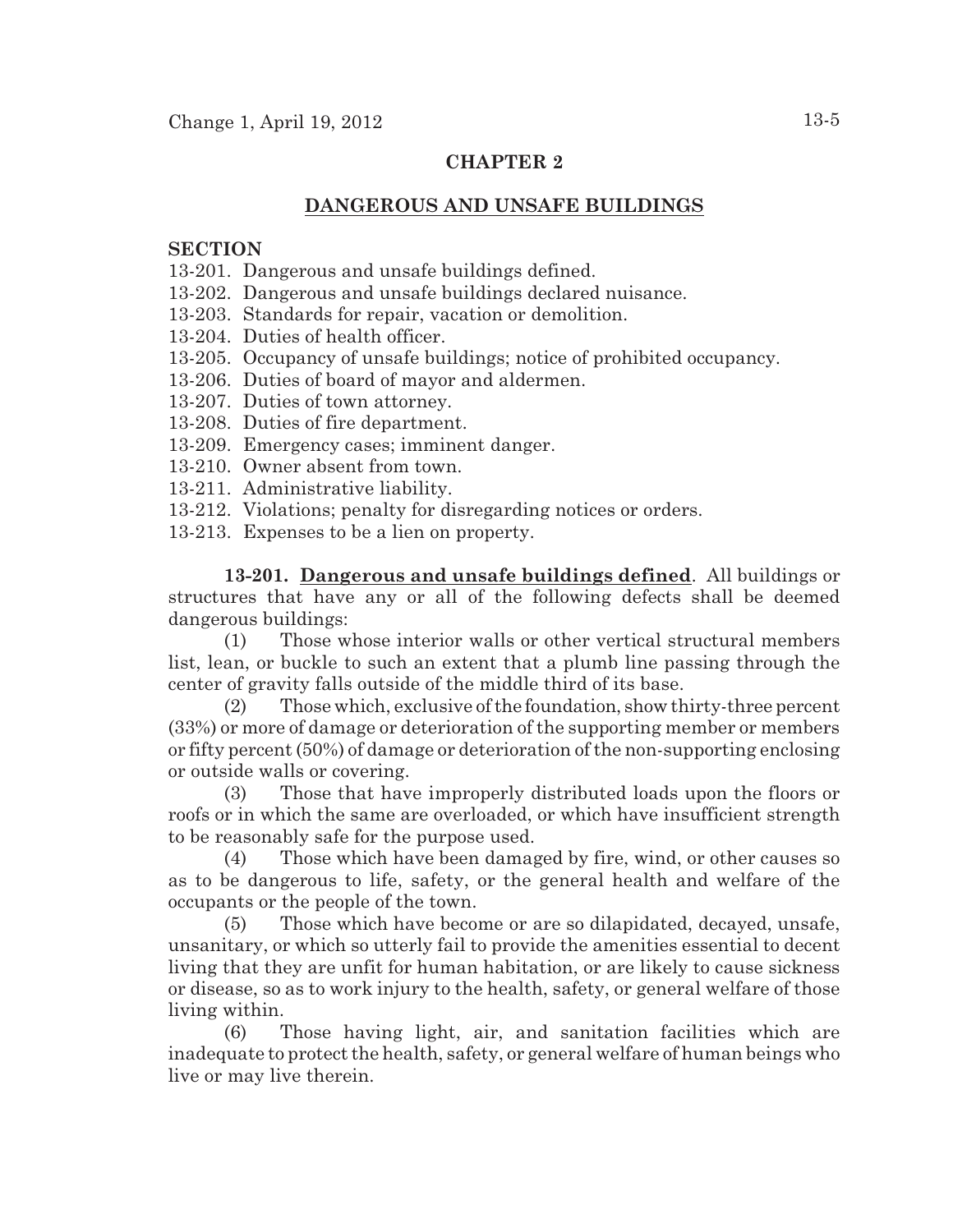## CHAPTER 2

## DANGEROUS AND UNSAFE BUILDINGS

**SECTION**

13-201. Dangerous and unsafe buildings defined.
13-202. Dangerous and unsafe buildings declared nuisance.
13-203. Standards for repair, vacation or demolition.
13-204. Duties of health officer.
13-205. Occupancy of unsafe buildings; notice of prohibited occupancy.
13-206. Duties of board of mayor and aldermen.
13-207. Duties of town attorney.
13-208. Duties of fire department.
13-209. Emergency cases; imminent danger.
13-210. Owner absent from town.
13-211. Administrative liability.
13-212. Violations; penalty for disregarding notices or orders.
13-213. Expenses to be a lien on property.

**13-201. Dangerous and unsafe buildings defined**. All buildings or structures that have any or all of the following defects shall be deemed dangerous buildings:

(1) Those whose interior walls or other vertical structural members list, lean, or buckle to such an extent that a plumb line passing through the center of gravity falls outside of the middle third of its base.

(2) Those which, exclusive of the foundation, show thirty-three percent (33%) or more of damage or deterioration of the supporting member or members or fifty percent (50%) of damage or deterioration of the non-supporting enclosing or outside walls or covering.

(3) Those that have improperly distributed loads upon the floors or roofs or in which the same are overloaded, or which have insufficient strength to be reasonably safe for the purpose used.

(4) Those which have been damaged by fire, wind, or other causes so as to be dangerous to life, safety, or the general health and welfare of the occupants or the people of the town.

(5) Those which have become or are so dilapidated, decayed, unsafe, unsanitary, or which so utterly fail to provide the amenities essential to decent living that they are unfit for human habitation, or are likely to cause sickness or disease, so as to work injury to the health, safety, or general welfare of those living within.

(6) Those having light, air, and sanitation facilities which are inadequate to protect the health, safety, or general welfare of human beings who live or may live therein.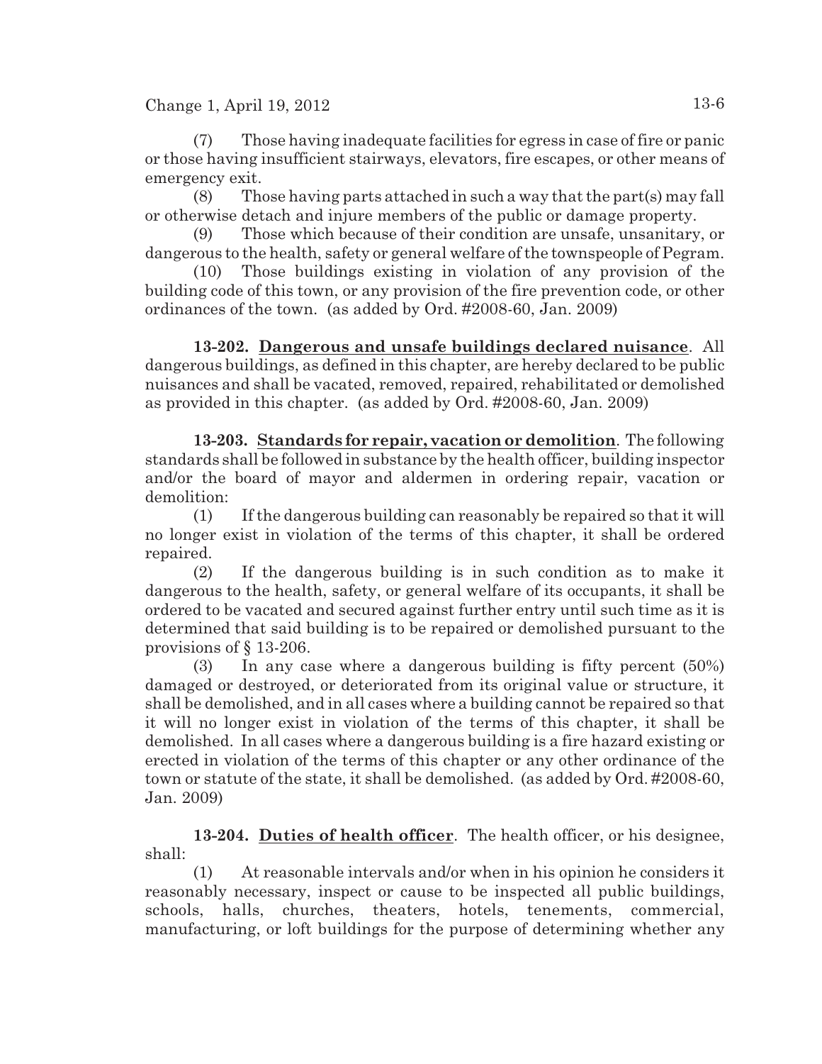(7) Those having inadequate facilities for egress in case of fire or panic or those having insufficient stairways, elevators, fire escapes, or other means of emergency exit.

(8) Those having parts attached in such a way that the part(s) may fall or otherwise detach and injure members of the public or damage property.

(9) Those which because of their condition are unsafe, unsanitary, or dangerous to the health, safety or general welfare of the townspeople of Pegram.

(10) Those buildings existing in violation of any provision of the building code of this town, or any provision of the fire prevention code, or other ordinances of the town. (as added by Ord. #2008-60, Jan. 2009)

**13-202. Dangerous and unsafe buildings declared nuisance**. All dangerous buildings, as defined in this chapter, are hereby declared to be public nuisances and shall be vacated, removed, repaired, rehabilitated or demolished as provided in this chapter. (as added by Ord. #2008-60, Jan. 2009)

**13-203. Standards for repair, vacation or demolition**. The following standards shall be followed in substance by the health officer, building inspector and/or the board of mayor and aldermen in ordering repair, vacation or demolition:

(1) If the dangerous building can reasonably be repaired so that it will no longer exist in violation of the terms of this chapter, it shall be ordered repaired.

(2) If the dangerous building is in such condition as to make it dangerous to the health, safety, or general welfare of its occupants, it shall be ordered to be vacated and secured against further entry until such time as it is determined that said building is to be repaired or demolished pursuant to the provisions of § 13-206.

(3) In any case where a dangerous building is fifty percent (50%) damaged or destroyed, or deteriorated from its original value or structure, it shall be demolished, and in all cases where a building cannot be repaired so that it will no longer exist in violation of the terms of this chapter, it shall be demolished. In all cases where a dangerous building is a fire hazard existing or erected in violation of the terms of this chapter or any other ordinance of the town or statute of the state, it shall be demolished. (as added by Ord. #2008-60, Jan. 2009)

**13-204. Duties of health officer**. The health officer, or his designee, shall:

(1) At reasonable intervals and/or when in his opinion he considers it reasonably necessary, inspect or cause to be inspected all public buildings, schools, halls, churches, theaters, hotels, tenements, commercial, manufacturing, or loft buildings for the purpose of determining whether any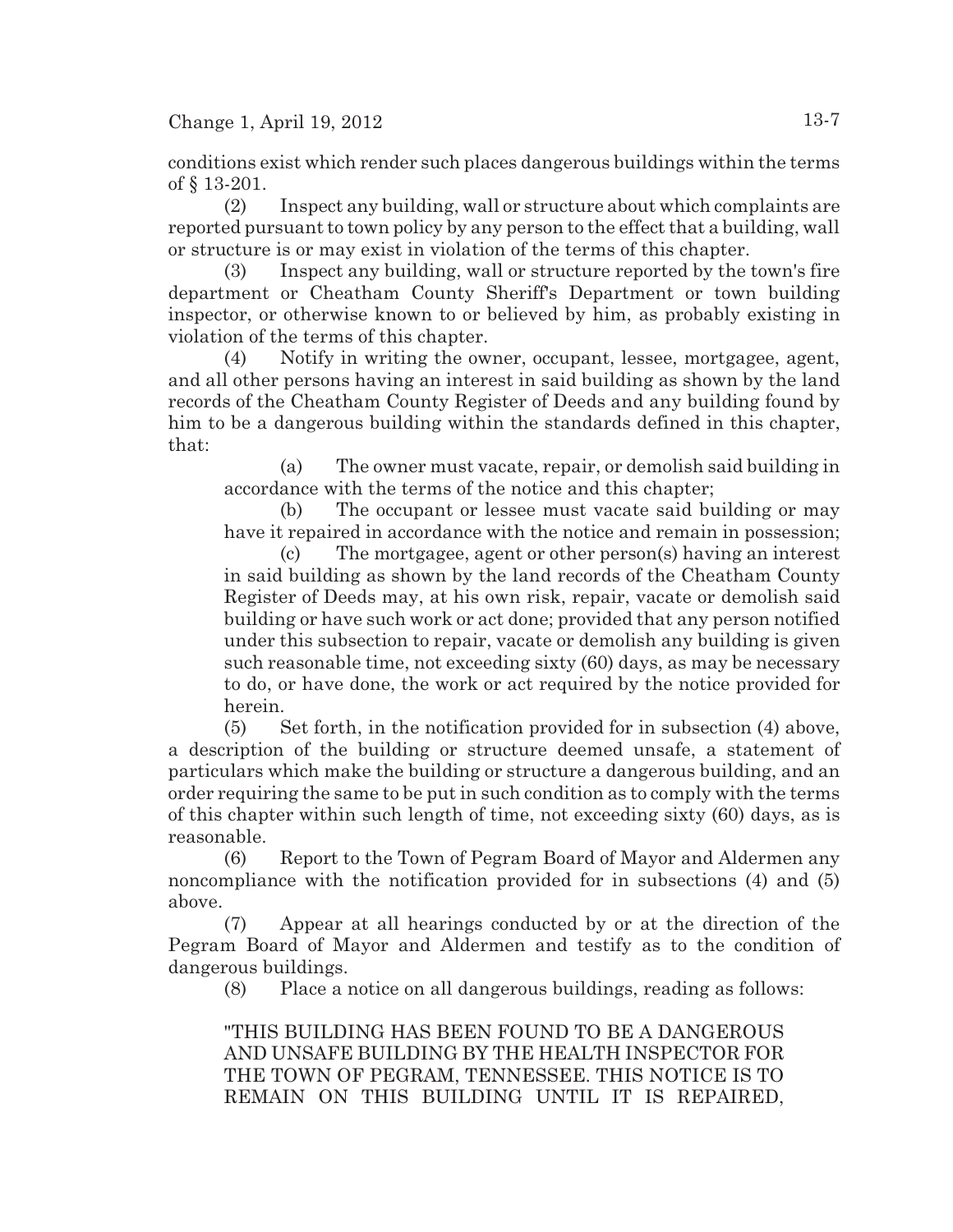conditions exist which render such places dangerous buildings within the terms of § 13-201.

(2) Inspect any building, wall or structure about which complaints are reported pursuant to town policy by any person to the effect that a building, wall or structure is or may exist in violation of the terms of this chapter.

(3) Inspect any building, wall or structure reported by the town's fire department or Cheatham County Sheriff's Department or town building inspector, or otherwise known to or believed by him, as probably existing in violation of the terms of this chapter.

(4) Notify in writing the owner, occupant, lessee, mortgagee, agent, and all other persons having an interest in said building as shown by the land records of the Cheatham County Register of Deeds and any building found by him to be a dangerous building within the standards defined in this chapter, that:

(a) The owner must vacate, repair, or demolish said building in accordance with the terms of the notice and this chapter;

(b) The occupant or lessee must vacate said building or may have it repaired in accordance with the notice and remain in possession;

(c) The mortgagee, agent or other person(s) having an interest in said building as shown by the land records of the Cheatham County Register of Deeds may, at his own risk, repair, vacate or demolish said building or have such work or act done; provided that any person notified under this subsection to repair, vacate or demolish any building is given such reasonable time, not exceeding sixty (60) days, as may be necessary to do, or have done, the work or act required by the notice provided for herein.

(5) Set forth, in the notification provided for in subsection (4) above, a description of the building or structure deemed unsafe, a statement of particulars which make the building or structure a dangerous building, and an order requiring the same to be put in such condition as to comply with the terms of this chapter within such length of time, not exceeding sixty (60) days, as is reasonable.

(6) Report to the Town of Pegram Board of Mayor and Aldermen any noncompliance with the notification provided for in subsections (4) and (5) above.

(7) Appear at all hearings conducted by or at the direction of the Pegram Board of Mayor and Aldermen and testify as to the condition of dangerous buildings.

(8) Place a notice on all dangerous buildings, reading as follows:

"THIS BUILDING HAS BEEN FOUND TO BE A DANGEROUS AND UNSAFE BUILDING BY THE HEALTH INSPECTOR FOR THE TOWN OF PEGRAM, TENNESSEE. THIS NOTICE IS TO REMAIN ON THIS BUILDING UNTIL IT IS REPAIRED,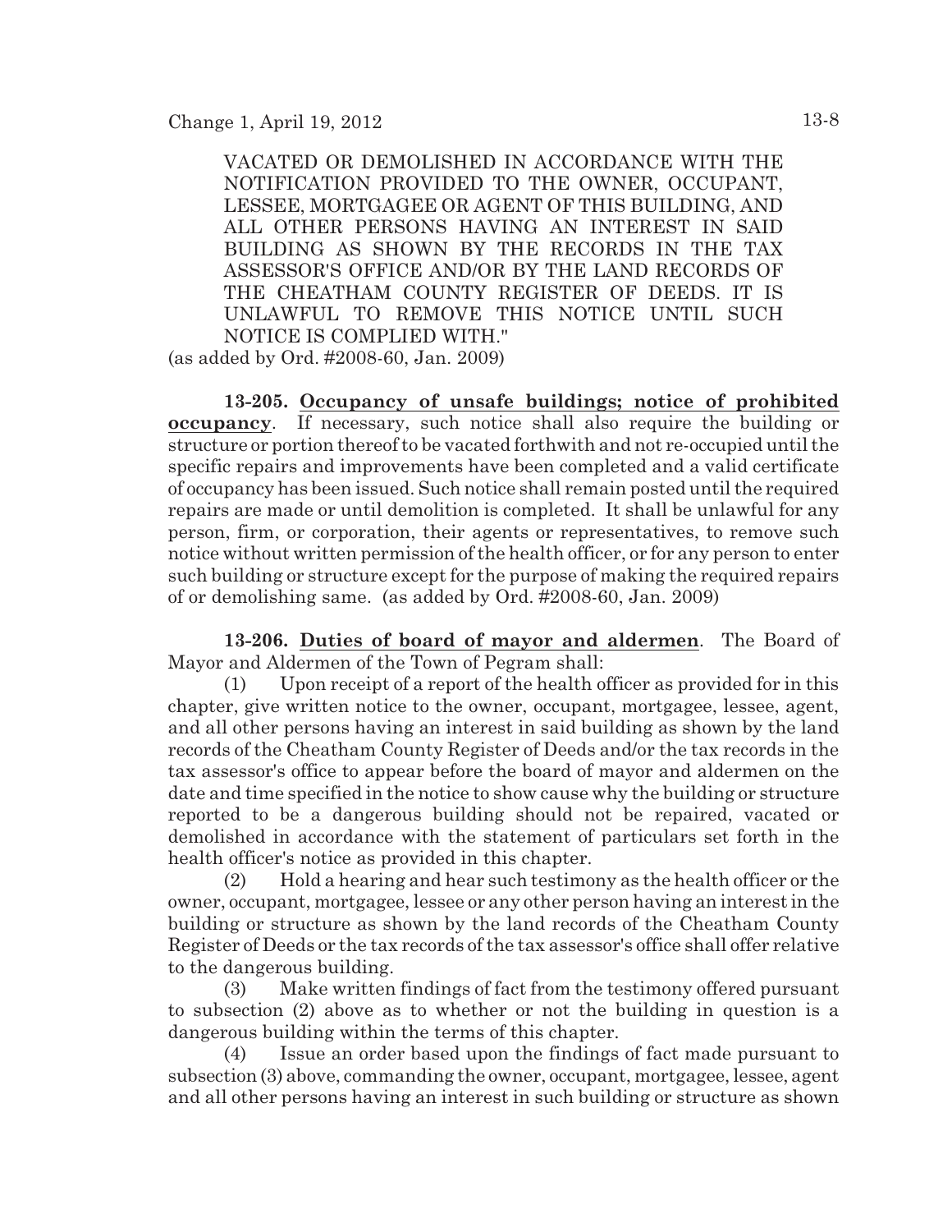VACATED OR DEMOLISHED IN ACCORDANCE WITH THE NOTIFICATION PROVIDED TO THE OWNER, OCCUPANT, LESSEE, MORTGAGEE OR AGENT OF THIS BUILDING, AND ALL OTHER PERSONS HAVING AN INTEREST IN SAID BUILDING AS SHOWN BY THE RECORDS IN THE TAX ASSESSOR'S OFFICE AND/OR BY THE LAND RECORDS OF THE CHEATHAM COUNTY REGISTER OF DEEDS. IT IS UNLAWFUL TO REMOVE THIS NOTICE UNTIL SUCH NOTICE IS COMPLIED WITH."

(as added by Ord. #2008-60, Jan. 2009)

**13-205. Occupancy of unsafe buildings; notice of prohibited occupancy**. If necessary, such notice shall also require the building or structure or portion thereof to be vacated forthwith and not re-occupied until the specific repairs and improvements have been completed and a valid certificate of occupancy has been issued. Such notice shall remain posted until the required repairs are made or until demolition is completed. It shall be unlawful for any person, firm, or corporation, their agents or representatives, to remove such notice without written permission of the health officer, or for any person to enter such building or structure except for the purpose of making the required repairs of or demolishing same. (as added by Ord. #2008-60, Jan. 2009)

**13-206. Duties of board of mayor and aldermen**. The Board of Mayor and Aldermen of the Town of Pegram shall:

(1) Upon receipt of a report of the health officer as provided for in this chapter, give written notice to the owner, occupant, mortgagee, lessee, agent, and all other persons having an interest in said building as shown by the land records of the Cheatham County Register of Deeds and/or the tax records in the tax assessor's office to appear before the board of mayor and aldermen on the date and time specified in the notice to show cause why the building or structure reported to be a dangerous building should not be repaired, vacated or demolished in accordance with the statement of particulars set forth in the health officer's notice as provided in this chapter.

(2) Hold a hearing and hear such testimony as the health officer or the owner, occupant, mortgagee, lessee or any other person having an interest in the building or structure as shown by the land records of the Cheatham County Register of Deeds or the tax records of the tax assessor's office shall offer relative to the dangerous building.

(3) Make written findings of fact from the testimony offered pursuant to subsection (2) above as to whether or not the building in question is a dangerous building within the terms of this chapter.

(4) Issue an order based upon the findings of fact made pursuant to subsection (3) above, commanding the owner, occupant, mortgagee, lessee, agent and all other persons having an interest in such building or structure as shown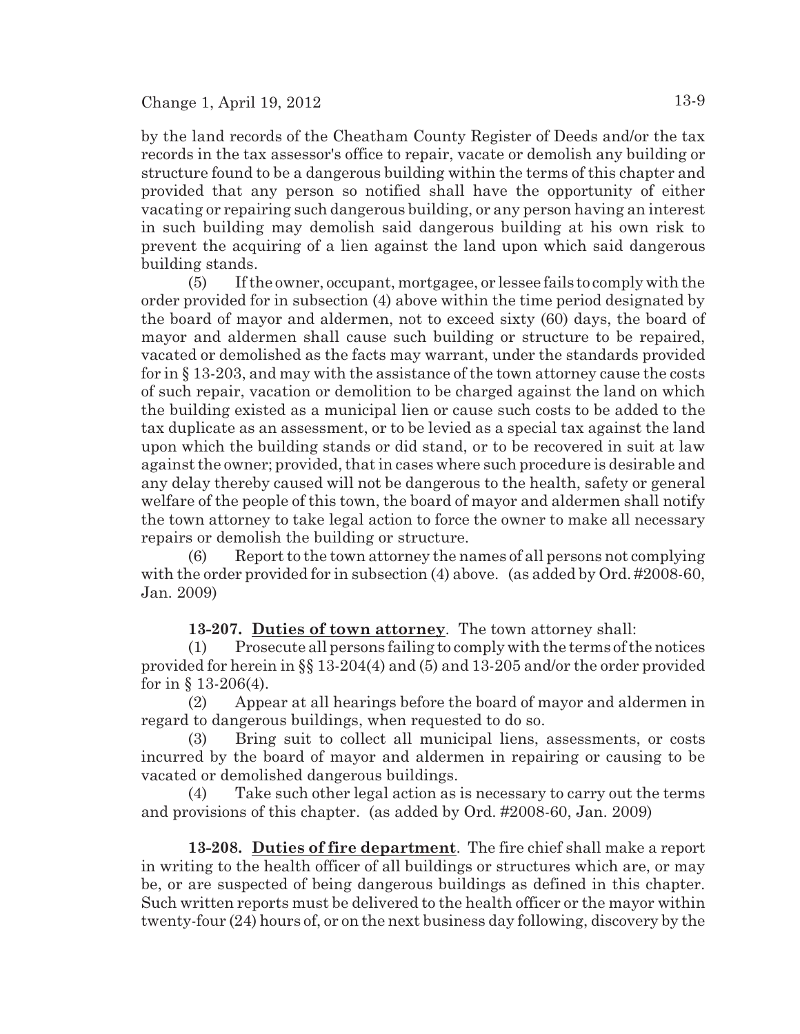by the land records of the Cheatham County Register of Deeds and/or the tax records in the tax assessor's office to repair, vacate or demolish any building or structure found to be a dangerous building within the terms of this chapter and provided that any person so notified shall have the opportunity of either vacating or repairing such dangerous building, or any person having an interest in such building may demolish said dangerous building at his own risk to prevent the acquiring of a lien against the land upon which said dangerous building stands.

(5) If the owner, occupant, mortgagee, or lessee fails to comply with the order provided for in subsection (4) above within the time period designated by the board of mayor and aldermen, not to exceed sixty (60) days, the board of mayor and aldermen shall cause such building or structure to be repaired, vacated or demolished as the facts may warrant, under the standards provided for in § 13-203, and may with the assistance of the town attorney cause the costs of such repair, vacation or demolition to be charged against the land on which the building existed as a municipal lien or cause such costs to be added to the tax duplicate as an assessment, or to be levied as a special tax against the land upon which the building stands or did stand, or to be recovered in suit at law against the owner; provided, that in cases where such procedure is desirable and any delay thereby caused will not be dangerous to the health, safety or general welfare of the people of this town, the board of mayor and aldermen shall notify the town attorney to take legal action to force the owner to make all necessary repairs or demolish the building or structure.

(6) Report to the town attorney the names of all persons not complying with the order provided for in subsection (4) above. (as added by Ord. #2008-60, Jan. 2009)

**13-207. Duties of town attorney**. The town attorney shall:

(1) Prosecute all persons failing to comply with the terms of the notices provided for herein in §§ 13-204(4) and (5) and 13-205 and/or the order provided for in § 13-206(4).

(2) Appear at all hearings before the board of mayor and aldermen in regard to dangerous buildings, when requested to do so.

(3) Bring suit to collect all municipal liens, assessments, or costs incurred by the board of mayor and aldermen in repairing or causing to be vacated or demolished dangerous buildings.

(4) Take such other legal action as is necessary to carry out the terms and provisions of this chapter. (as added by Ord. #2008-60, Jan. 2009)

**13-208. Duties of fire department**. The fire chief shall make a report in writing to the health officer of all buildings or structures which are, or may be, or are suspected of being dangerous buildings as defined in this chapter. Such written reports must be delivered to the health officer or the mayor within twenty-four (24) hours of, or on the next business day following, discovery by the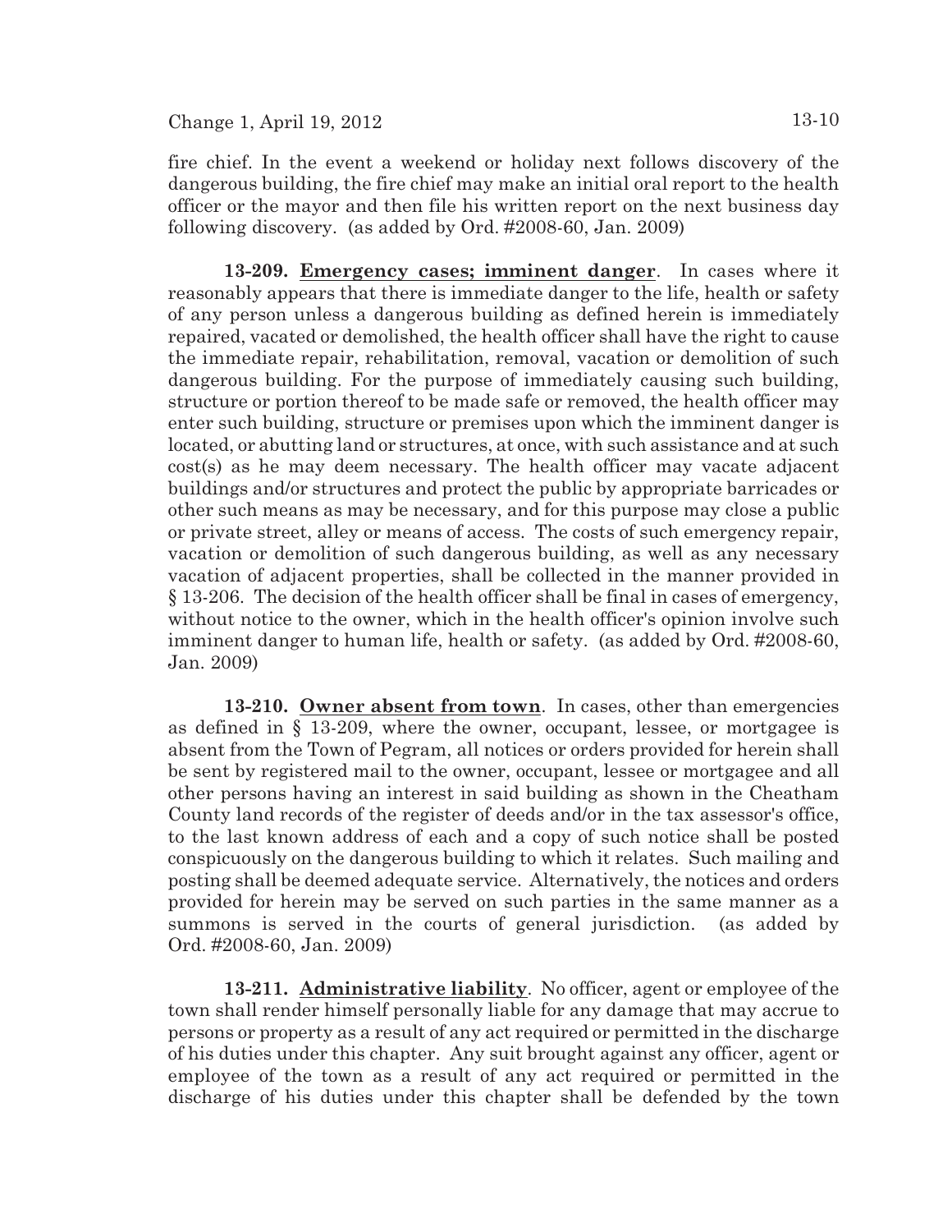fire chief. In the event a weekend or holiday next follows discovery of the dangerous building, the fire chief may make an initial oral report to the health officer or the mayor and then file his written report on the next business day following discovery. (as added by Ord. #2008-60, Jan. 2009)

**13-209. Emergency cases; imminent danger**. In cases where it reasonably appears that there is immediate danger to the life, health or safety of any person unless a dangerous building as defined herein is immediately repaired, vacated or demolished, the health officer shall have the right to cause the immediate repair, rehabilitation, removal, vacation or demolition of such dangerous building. For the purpose of immediately causing such building, structure or portion thereof to be made safe or removed, the health officer may enter such building, structure or premises upon which the imminent danger is located, or abutting land or structures, at once, with such assistance and at such cost(s) as he may deem necessary. The health officer may vacate adjacent buildings and/or structures and protect the public by appropriate barricades or other such means as may be necessary, and for this purpose may close a public or private street, alley or means of access. The costs of such emergency repair, vacation or demolition of such dangerous building, as well as any necessary vacation of adjacent properties, shall be collected in the manner provided in § 13-206. The decision of the health officer shall be final in cases of emergency, without notice to the owner, which in the health officer's opinion involve such imminent danger to human life, health or safety. (as added by Ord. #2008-60, Jan. 2009)

**13-210. Owner absent from town**. In cases, other than emergencies as defined in § 13-209, where the owner, occupant, lessee, or mortgagee is absent from the Town of Pegram, all notices or orders provided for herein shall be sent by registered mail to the owner, occupant, lessee or mortgagee and all other persons having an interest in said building as shown in the Cheatham County land records of the register of deeds and/or in the tax assessor's office, to the last known address of each and a copy of such notice shall be posted conspicuously on the dangerous building to which it relates. Such mailing and posting shall be deemed adequate service. Alternatively, the notices and orders provided for herein may be served on such parties in the same manner as a summons is served in the courts of general jurisdiction. (as added by Ord. #2008-60, Jan. 2009)

**13-211. Administrative liability**. No officer, agent or employee of the town shall render himself personally liable for any damage that may accrue to persons or property as a result of any act required or permitted in the discharge of his duties under this chapter. Any suit brought against any officer, agent or employee of the town as a result of any act required or permitted in the discharge of his duties under this chapter shall be defended by the town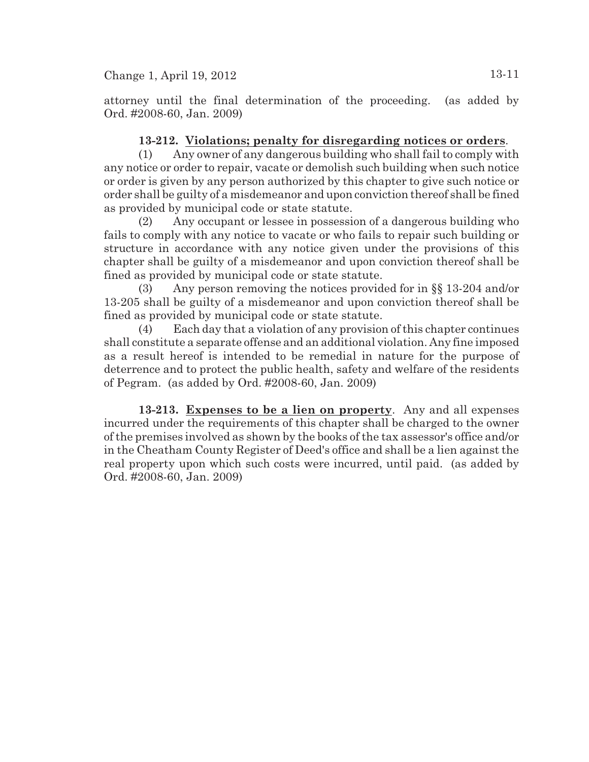attorney until the final determination of the proceeding. (as added by Ord. #2008-60, Jan. 2009)

**13-212. Violations; penalty for disregarding notices or orders**.

(1) Any owner of any dangerous building who shall fail to comply with any notice or order to repair, vacate or demolish such building when such notice or order is given by any person authorized by this chapter to give such notice or order shall be guilty of a misdemeanor and upon conviction thereof shall be fined as provided by municipal code or state statute.

(2) Any occupant or lessee in possession of a dangerous building who fails to comply with any notice to vacate or who fails to repair such building or structure in accordance with any notice given under the provisions of this chapter shall be guilty of a misdemeanor and upon conviction thereof shall be fined as provided by municipal code or state statute.

(3) Any person removing the notices provided for in §§ 13-204 and/or 13-205 shall be guilty of a misdemeanor and upon conviction thereof shall be fined as provided by municipal code or state statute.

(4) Each day that a violation of any provision of this chapter continues shall constitute a separate offense and an additional violation. Any fine imposed as a result hereof is intended to be remedial in nature for the purpose of deterrence and to protect the public health, safety and welfare of the residents of Pegram. (as added by Ord. #2008-60, Jan. 2009)

**13-213. Expenses to be a lien on property**. Any and all expenses incurred under the requirements of this chapter shall be charged to the owner of the premises involved as shown by the books of the tax assessor's office and/or in the Cheatham County Register of Deed's office and shall be a lien against the real property upon which such costs were incurred, until paid. (as added by Ord. #2008-60, Jan. 2009)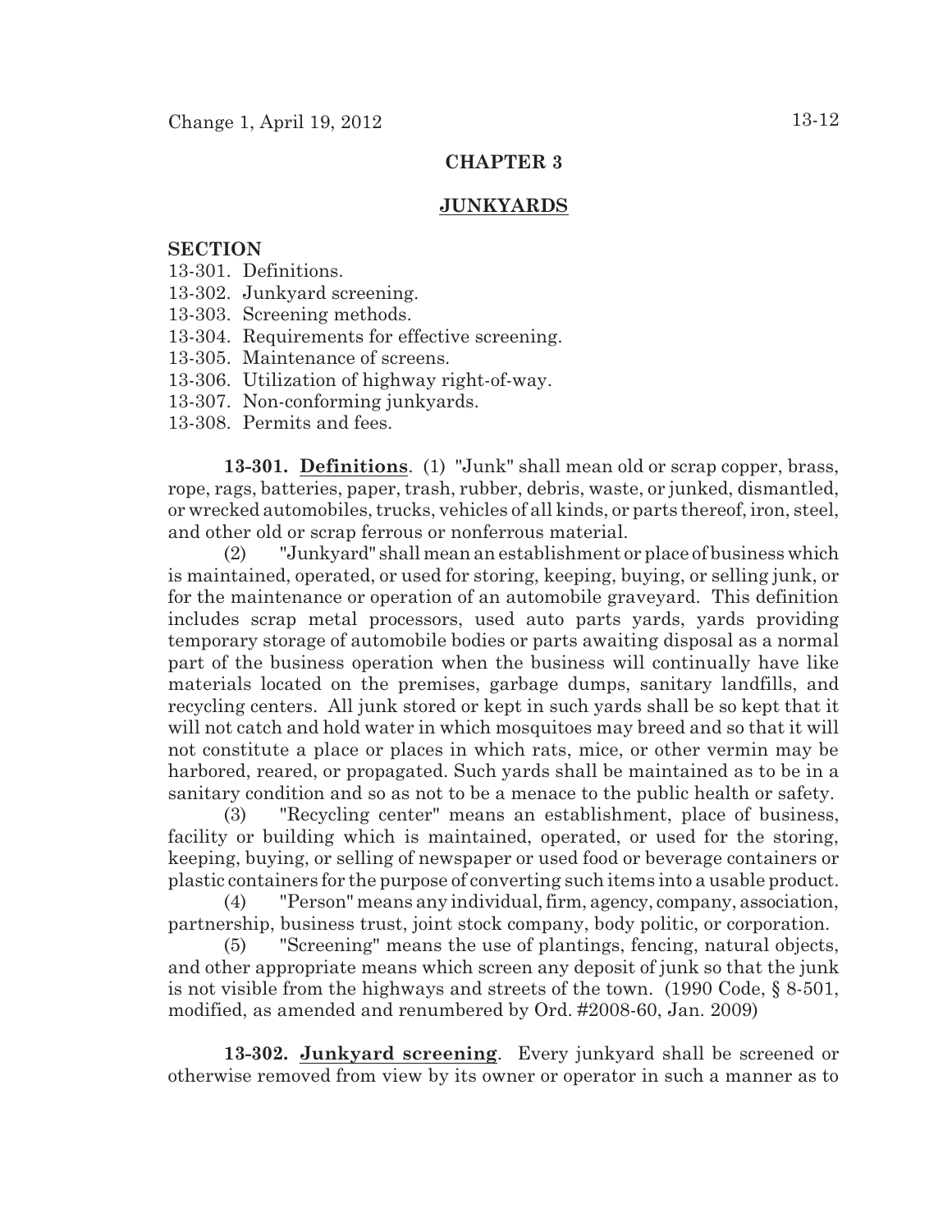## CHAPTER 3

## JUNKYARDS

**SECTION**

13-301. Definitions.
13-302. Junkyard screening.
13-303. Screening methods.
13-304. Requirements for effective screening.
13-305. Maintenance of screens.
13-306. Utilization of highway right-of-way.
13-307. Non-conforming junkyards.
13-308. Permits and fees.

**13-301. Definitions**. (1) "Junk" shall mean old or scrap copper, brass, rope, rags, batteries, paper, trash, rubber, debris, waste, or junked, dismantled, or wrecked automobiles, trucks, vehicles of all kinds, or parts thereof, iron, steel, and other old or scrap ferrous or nonferrous material.

(2) "Junkyard" shall mean an establishment or place of business which is maintained, operated, or used for storing, keeping, buying, or selling junk, or for the maintenance or operation of an automobile graveyard. This definition includes scrap metal processors, used auto parts yards, yards providing temporary storage of automobile bodies or parts awaiting disposal as a normal part of the business operation when the business will continually have like materials located on the premises, garbage dumps, sanitary landfills, and recycling centers. All junk stored or kept in such yards shall be so kept that it will not catch and hold water in which mosquitoes may breed and so that it will not constitute a place or places in which rats, mice, or other vermin may be harbored, reared, or propagated. Such yards shall be maintained as to be in a sanitary condition and so as not to be a menace to the public health or safety.

(3) "Recycling center" means an establishment, place of business, facility or building which is maintained, operated, or used for the storing, keeping, buying, or selling of newspaper or used food or beverage containers or plastic containers for the purpose of converting such items into a usable product.

(4) "Person" means any individual, firm, agency, company, association, partnership, business trust, joint stock company, body politic, or corporation.

(5) "Screening" means the use of plantings, fencing, natural objects, and other appropriate means which screen any deposit of junk so that the junk is not visible from the highways and streets of the town. (1990 Code, § 8-501, modified, as amended and renumbered by Ord. #2008-60, Jan. 2009)

**13-302. Junkyard screening**. Every junkyard shall be screened or otherwise removed from view by its owner or operator in such a manner as to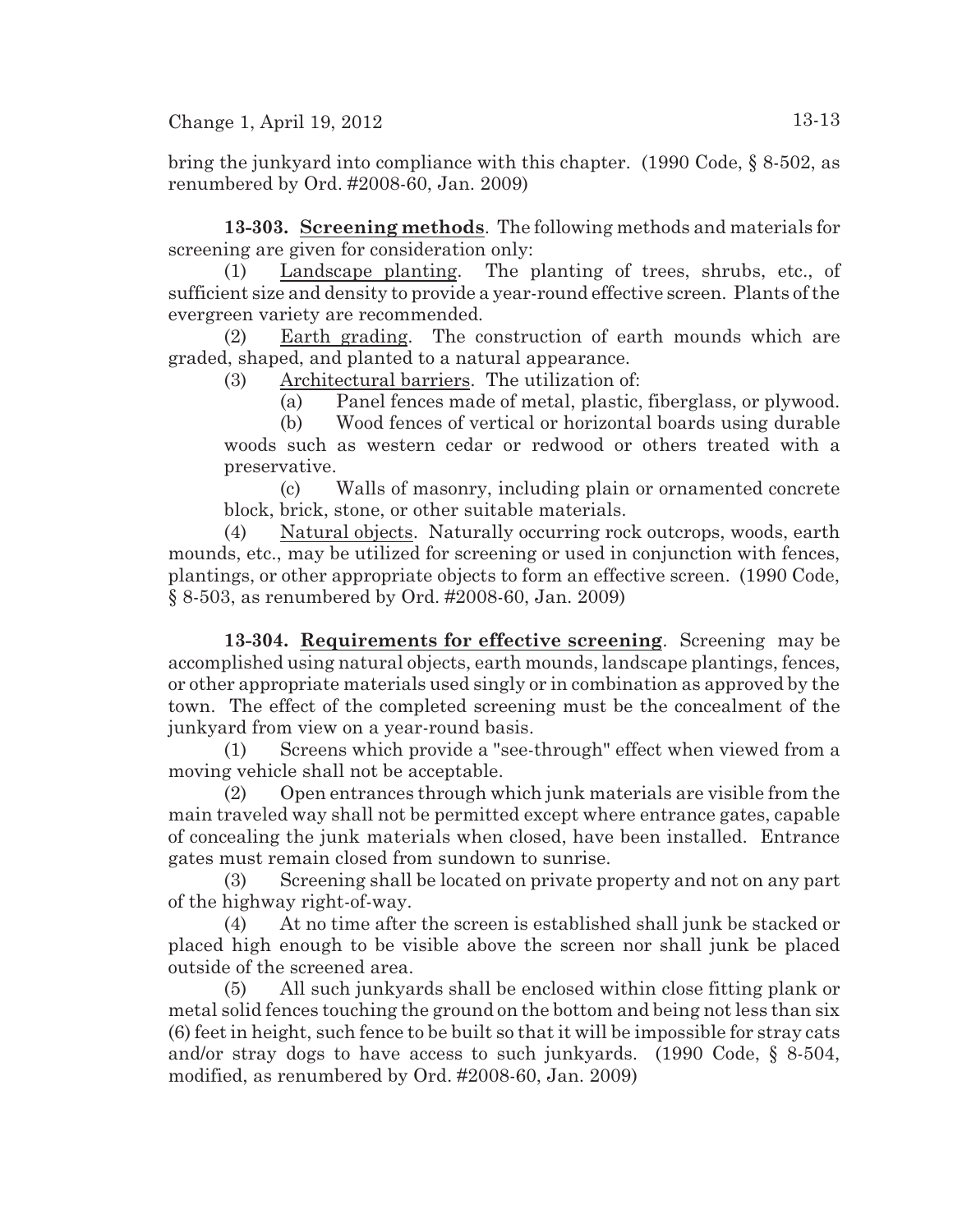bring the junkyard into compliance with this chapter. (1990 Code, § 8-502, as renumbered by Ord. #2008-60, Jan. 2009)

**13-303. Screening methods**. The following methods and materials for screening are given for consideration only:

(1) Landscape planting. The planting of trees, shrubs, etc., of sufficient size and density to provide a year-round effective screen. Plants of the evergreen variety are recommended.

(2) Earth grading. The construction of earth mounds which are graded, shaped, and planted to a natural appearance.

(3) Architectural barriers. The utilization of:

(a) Panel fences made of metal, plastic, fiberglass, or plywood.

(b) Wood fences of vertical or horizontal boards using durable woods such as western cedar or redwood or others treated with a preservative.

(c) Walls of masonry, including plain or ornamented concrete block, brick, stone, or other suitable materials.

(4) Natural objects. Naturally occurring rock outcrops, woods, earth mounds, etc., may be utilized for screening or used in conjunction with fences, plantings, or other appropriate objects to form an effective screen. (1990 Code, § 8-503, as renumbered by Ord. #2008-60, Jan. 2009)

**13-304. Requirements for effective screening**. Screening may be accomplished using natural objects, earth mounds, landscape plantings, fences, or other appropriate materials used singly or in combination as approved by the town. The effect of the completed screening must be the concealment of the junkyard from view on a year-round basis.

(1) Screens which provide a "see-through" effect when viewed from a moving vehicle shall not be acceptable.

(2) Open entrances through which junk materials are visible from the main traveled way shall not be permitted except where entrance gates, capable of concealing the junk materials when closed, have been installed. Entrance gates must remain closed from sundown to sunrise.

(3) Screening shall be located on private property and not on any part of the highway right-of-way.

(4) At no time after the screen is established shall junk be stacked or placed high enough to be visible above the screen nor shall junk be placed outside of the screened area.

(5) All such junkyards shall be enclosed within close fitting plank or metal solid fences touching the ground on the bottom and being not less than six (6) feet in height, such fence to be built so that it will be impossible for stray cats and/or stray dogs to have access to such junkyards. (1990 Code, § 8-504, modified, as renumbered by Ord. #2008-60, Jan. 2009)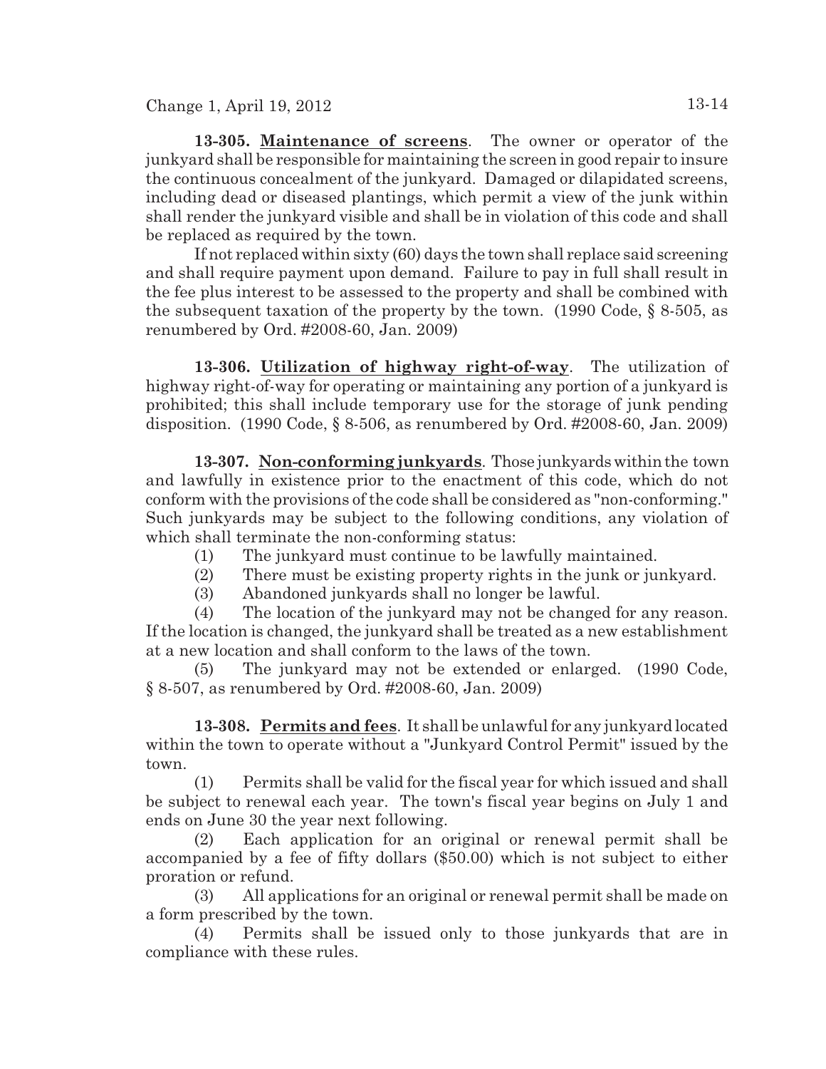**13-305. Maintenance of screens**. The owner or operator of the junkyard shall be responsible for maintaining the screen in good repair to insure the continuous concealment of the junkyard. Damaged or dilapidated screens, including dead or diseased plantings, which permit a view of the junk within shall render the junkyard visible and shall be in violation of this code and shall be replaced as required by the town.

If not replaced within sixty (60) days the town shall replace said screening and shall require payment upon demand. Failure to pay in full shall result in the fee plus interest to be assessed to the property and shall be combined with the subsequent taxation of the property by the town. (1990 Code, § 8-505, as renumbered by Ord. #2008-60, Jan. 2009)

**13-306. Utilization of highway right-of-way**. The utilization of highway right-of-way for operating or maintaining any portion of a junkyard is prohibited; this shall include temporary use for the storage of junk pending disposition. (1990 Code, § 8-506, as renumbered by Ord. #2008-60, Jan. 2009)

**13-307. Non-conforming junkyards**. Those junkyards within the town and lawfully in existence prior to the enactment of this code, which do not conform with the provisions of the code shall be considered as "non-conforming." Such junkyards may be subject to the following conditions, any violation of which shall terminate the non-conforming status:

(1) The junkyard must continue to be lawfully maintained.

(2) There must be existing property rights in the junk or junkyard.

(3) Abandoned junkyards shall no longer be lawful.

(4) The location of the junkyard may not be changed for any reason. If the location is changed, the junkyard shall be treated as a new establishment at a new location and shall conform to the laws of the town.

(5) The junkyard may not be extended or enlarged. (1990 Code, § 8-507, as renumbered by Ord. #2008-60, Jan. 2009)

**13-308. Permits and fees**. It shall be unlawful for any junkyard located within the town to operate without a "Junkyard Control Permit" issued by the town.

(1) Permits shall be valid for the fiscal year for which issued and shall be subject to renewal each year. The town's fiscal year begins on July 1 and ends on June 30 the year next following.

(2) Each application for an original or renewal permit shall be accompanied by a fee of fifty dollars ($50.00) which is not subject to either proration or refund.

(3) All applications for an original or renewal permit shall be made on a form prescribed by the town.

(4) Permits shall be issued only to those junkyards that are in compliance with these rules.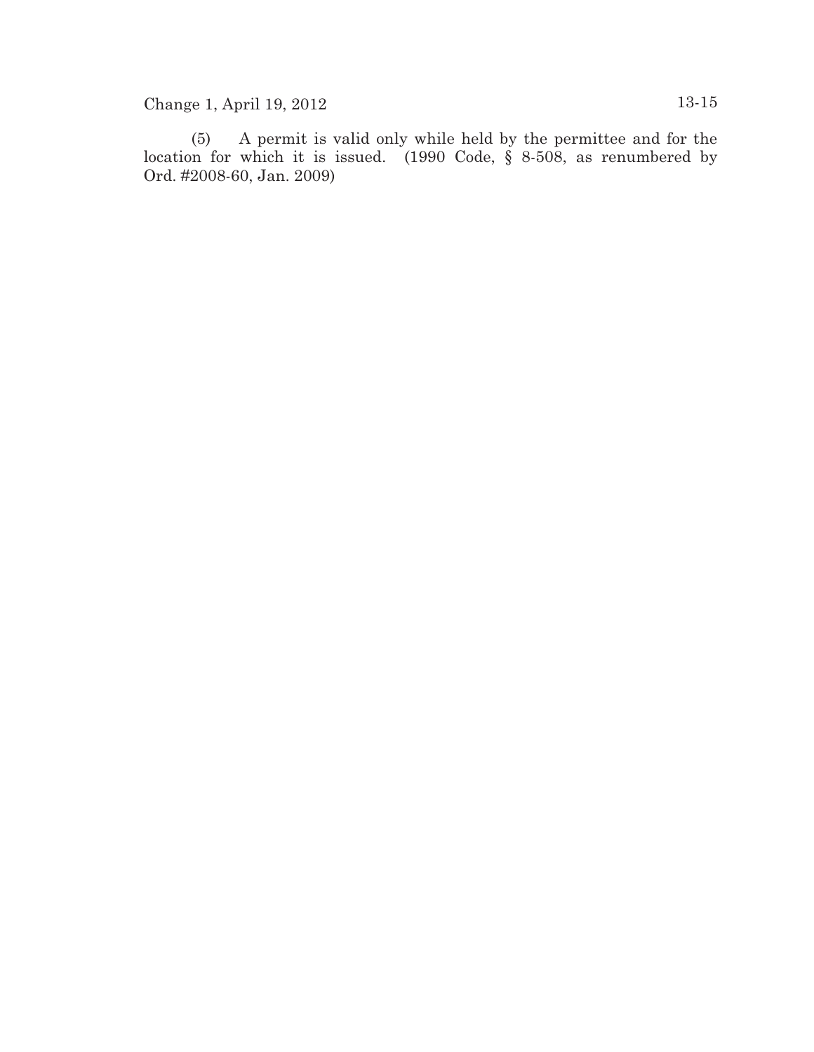(5) A permit is valid only while held by the permittee and for the location for which it is issued. (1990 Code, § 8-508, as renumbered by Ord. #2008-60, Jan. 2009)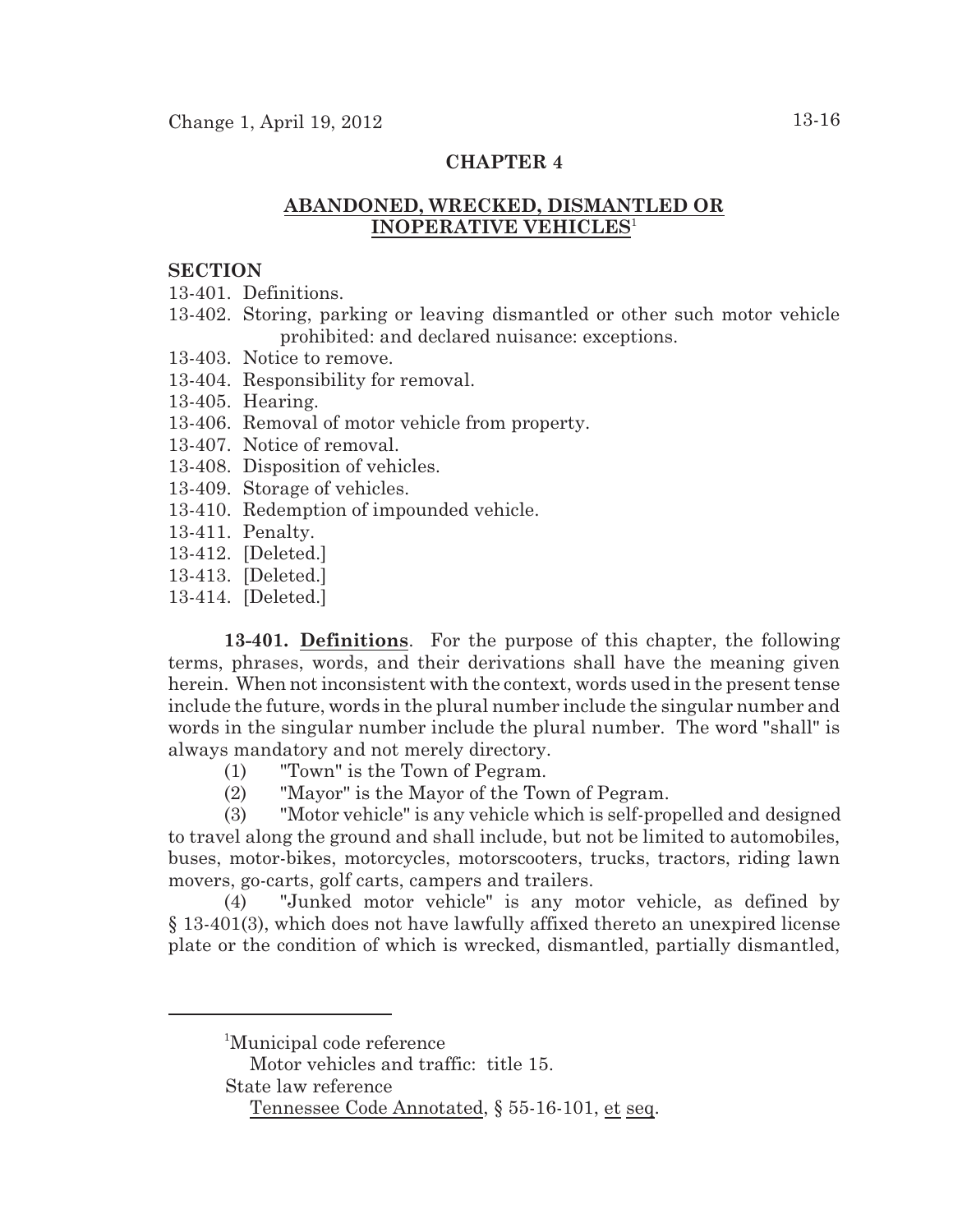## CHAPTER 4

## ABANDONED, WRECKED, DISMANTLED OR INOPERATIVE VEHICLES[1]

**SECTION**

13-401. Definitions.
13-402. Storing, parking or leaving dismantled or other such motor vehicle prohibited: and declared nuisance: exceptions.
13-403. Notice to remove.
13-404. Responsibility for removal.
13-405. Hearing.
13-406. Removal of motor vehicle from property.
13-407. Notice of removal.
13-408. Disposition of vehicles.
13-409. Storage of vehicles.
13-410. Redemption of impounded vehicle.
13-411. Penalty.
13-412. [Deleted.]
13-413. [Deleted.]
13-414. [Deleted.]

**13-401. Definitions**. For the purpose of this chapter, the following terms, phrases, words, and their derivations shall have the meaning given herein. When not inconsistent with the context, words used in the present tense include the future, words in the plural number include the singular number and words in the singular number include the plural number. The word "shall" is always mandatory and not merely directory.

(1) "Town" is the Town of Pegram.

(2) "Mayor" is the Mayor of the Town of Pegram.

(3) "Motor vehicle" is any vehicle which is self-propelled and designed to travel along the ground and shall include, but not be limited to automobiles, buses, motor-bikes, motorcycles, motorscooters, trucks, tractors, riding lawn movers, go-carts, golf carts, campers and trailers.

(4) "Junked motor vehicle" is any motor vehicle, as defined by § 13-401(3), which does not have lawfully affixed thereto an unexpired license plate or the condition of which is wrecked, dismantled, partially dismantled,

---

[1] Municipal code reference
Motor vehicles and traffic: title 15.
State law reference
Tennessee Code Annotated, § 55-16-101, et seq.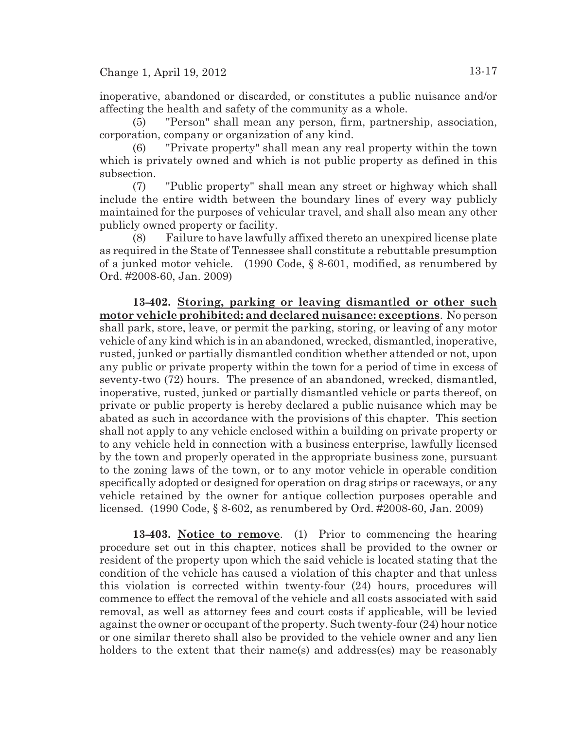inoperative, abandoned or discarded, or constitutes a public nuisance and/or affecting the health and safety of the community as a whole.

(5) "Person" shall mean any person, firm, partnership, association, corporation, company or organization of any kind.

(6) "Private property" shall mean any real property within the town which is privately owned and which is not public property as defined in this subsection.

(7) "Public property" shall mean any street or highway which shall include the entire width between the boundary lines of every way publicly maintained for the purposes of vehicular travel, and shall also mean any other publicly owned property or facility.

(8) Failure to have lawfully affixed thereto an unexpired license plate as required in the State of Tennessee shall constitute a rebuttable presumption of a junked motor vehicle. (1990 Code, § 8-601, modified, as renumbered by Ord. #2008-60, Jan. 2009)

**13-402. Storing, parking or leaving dismantled or other such motor vehicle prohibited: and declared nuisance: exceptions**. No person shall park, store, leave, or permit the parking, storing, or leaving of any motor vehicle of any kind which is in an abandoned, wrecked, dismantled, inoperative, rusted, junked or partially dismantled condition whether attended or not, upon any public or private property within the town for a period of time in excess of seventy-two (72) hours. The presence of an abandoned, wrecked, dismantled, inoperative, rusted, junked or partially dismantled vehicle or parts thereof, on private or public property is hereby declared a public nuisance which may be abated as such in accordance with the provisions of this chapter. This section shall not apply to any vehicle enclosed within a building on private property or to any vehicle held in connection with a business enterprise, lawfully licensed by the town and properly operated in the appropriate business zone, pursuant to the zoning laws of the town, or to any motor vehicle in operable condition specifically adopted or designed for operation on drag strips or raceways, or any vehicle retained by the owner for antique collection purposes operable and licensed. (1990 Code, § 8-602, as renumbered by Ord. #2008-60, Jan. 2009)

**13-403. Notice to remove**. (1) Prior to commencing the hearing procedure set out in this chapter, notices shall be provided to the owner or resident of the property upon which the said vehicle is located stating that the condition of the vehicle has caused a violation of this chapter and that unless this violation is corrected within twenty-four (24) hours, procedures will commence to effect the removal of the vehicle and all costs associated with said removal, as well as attorney fees and court costs if applicable, will be levied against the owner or occupant of the property. Such twenty-four (24) hour notice or one similar thereto shall also be provided to the vehicle owner and any lien holders to the extent that their name(s) and address(es) may be reasonably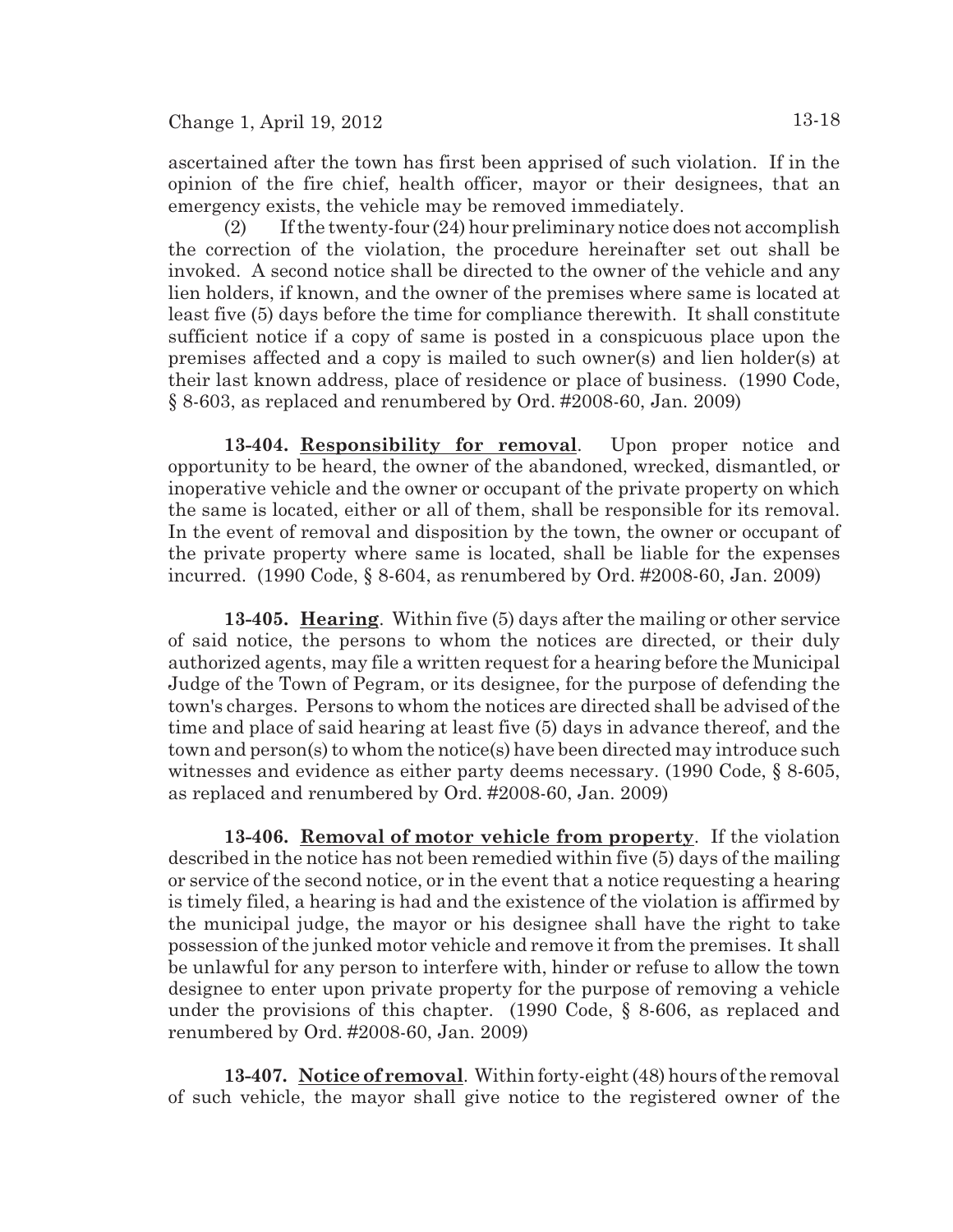ascertained after the town has first been apprised of such violation. If in the opinion of the fire chief, health officer, mayor or their designees, that an emergency exists, the vehicle may be removed immediately.

(2) If the twenty-four (24) hour preliminary notice does not accomplish the correction of the violation, the procedure hereinafter set out shall be invoked. A second notice shall be directed to the owner of the vehicle and any lien holders, if known, and the owner of the premises where same is located at least five (5) days before the time for compliance therewith. It shall constitute sufficient notice if a copy of same is posted in a conspicuous place upon the premises affected and a copy is mailed to such owner(s) and lien holder(s) at their last known address, place of residence or place of business. (1990 Code, § 8-603, as replaced and renumbered by Ord. #2008-60, Jan. 2009)

**13-404. Responsibility for removal**. Upon proper notice and opportunity to be heard, the owner of the abandoned, wrecked, dismantled, or inoperative vehicle and the owner or occupant of the private property on which the same is located, either or all of them, shall be responsible for its removal. In the event of removal and disposition by the town, the owner or occupant of the private property where same is located, shall be liable for the expenses incurred. (1990 Code, § 8-604, as renumbered by Ord. #2008-60, Jan. 2009)

**13-405. Hearing**. Within five (5) days after the mailing or other service of said notice, the persons to whom the notices are directed, or their duly authorized agents, may file a written request for a hearing before the Municipal Judge of the Town of Pegram, or its designee, for the purpose of defending the town's charges. Persons to whom the notices are directed shall be advised of the time and place of said hearing at least five (5) days in advance thereof, and the town and person(s) to whom the notice(s) have been directed may introduce such witnesses and evidence as either party deems necessary. (1990 Code, § 8-605, as replaced and renumbered by Ord. #2008-60, Jan. 2009)

**13-406. Removal of motor vehicle from property**. If the violation described in the notice has not been remedied within five (5) days of the mailing or service of the second notice, or in the event that a notice requesting a hearing is timely filed, a hearing is had and the existence of the violation is affirmed by the municipal judge, the mayor or his designee shall have the right to take possession of the junked motor vehicle and remove it from the premises. It shall be unlawful for any person to interfere with, hinder or refuse to allow the town designee to enter upon private property for the purpose of removing a vehicle under the provisions of this chapter. (1990 Code, § 8-606, as replaced and renumbered by Ord. #2008-60, Jan. 2009)

**13-407. Notice of removal**. Within forty-eight (48) hours of the removal of such vehicle, the mayor shall give notice to the registered owner of the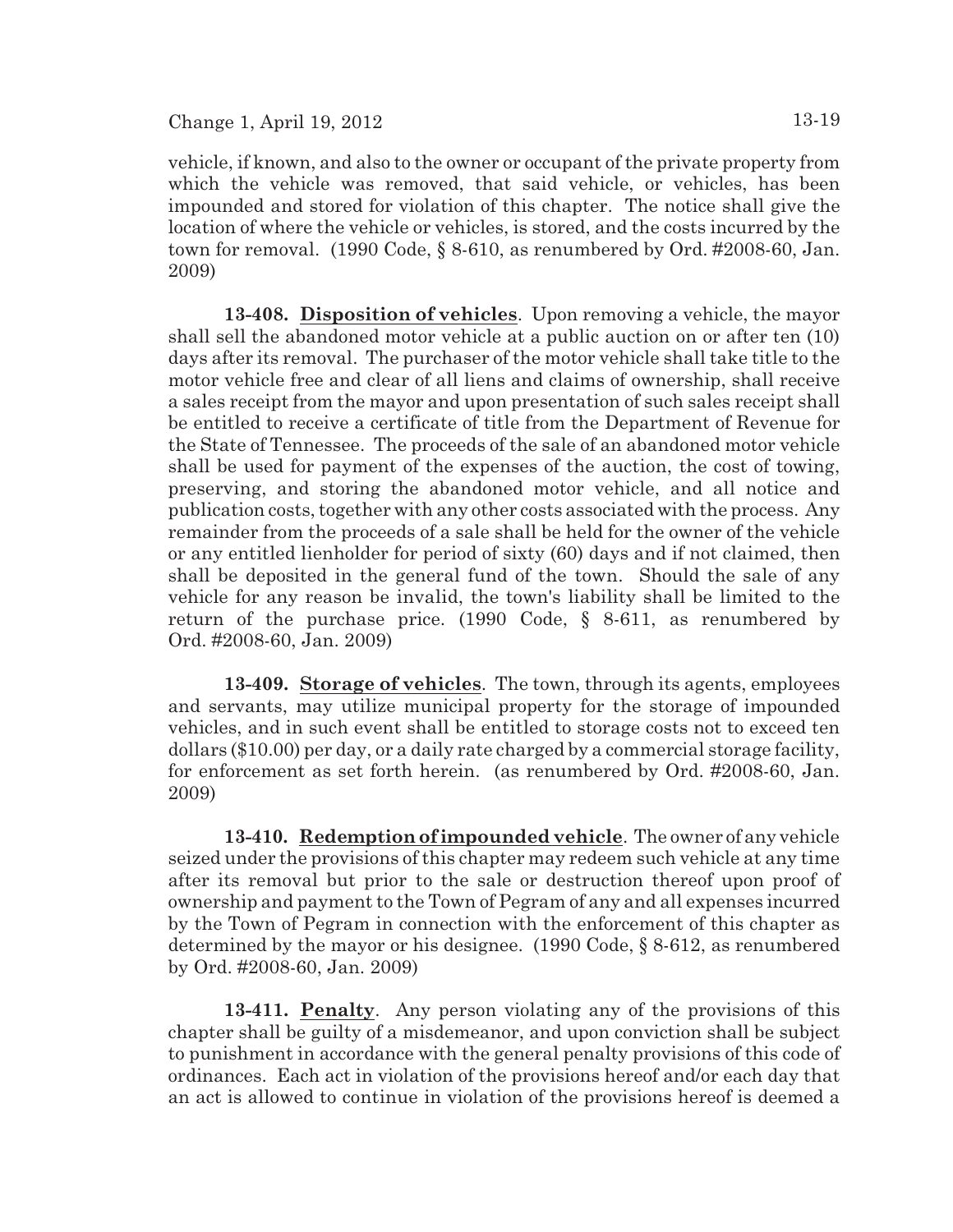vehicle, if known, and also to the owner or occupant of the private property from which the vehicle was removed, that said vehicle, or vehicles, has been impounded and stored for violation of this chapter. The notice shall give the location of where the vehicle or vehicles, is stored, and the costs incurred by the town for removal. (1990 Code, § 8-610, as renumbered by Ord. #2008-60, Jan. 2009)

**13-408. Disposition of vehicles**. Upon removing a vehicle, the mayor shall sell the abandoned motor vehicle at a public auction on or after ten (10) days after its removal. The purchaser of the motor vehicle shall take title to the motor vehicle free and clear of all liens and claims of ownership, shall receive a sales receipt from the mayor and upon presentation of such sales receipt shall be entitled to receive a certificate of title from the Department of Revenue for the State of Tennessee. The proceeds of the sale of an abandoned motor vehicle shall be used for payment of the expenses of the auction, the cost of towing, preserving, and storing the abandoned motor vehicle, and all notice and publication costs, together with any other costs associated with the process. Any remainder from the proceeds of a sale shall be held for the owner of the vehicle or any entitled lienholder for period of sixty (60) days and if not claimed, then shall be deposited in the general fund of the town. Should the sale of any vehicle for any reason be invalid, the town's liability shall be limited to the return of the purchase price. (1990 Code, § 8-611, as renumbered by Ord. #2008-60, Jan. 2009)

**13-409. Storage of vehicles**. The town, through its agents, employees and servants, may utilize municipal property for the storage of impounded vehicles, and in such event shall be entitled to storage costs not to exceed ten dollars ($10.00) per day, or a daily rate charged by a commercial storage facility, for enforcement as set forth herein. (as renumbered by Ord. #2008-60, Jan. 2009)

**13-410. Redemption of impounded vehicle**. The owner of any vehicle seized under the provisions of this chapter may redeem such vehicle at any time after its removal but prior to the sale or destruction thereof upon proof of ownership and payment to the Town of Pegram of any and all expenses incurred by the Town of Pegram in connection with the enforcement of this chapter as determined by the mayor or his designee. (1990 Code, § 8-612, as renumbered by Ord. #2008-60, Jan. 2009)

**13-411. Penalty**. Any person violating any of the provisions of this chapter shall be guilty of a misdemeanor, and upon conviction shall be subject to punishment in accordance with the general penalty provisions of this code of ordinances. Each act in violation of the provisions hereof and/or each day that an act is allowed to continue in violation of the provisions hereof is deemed a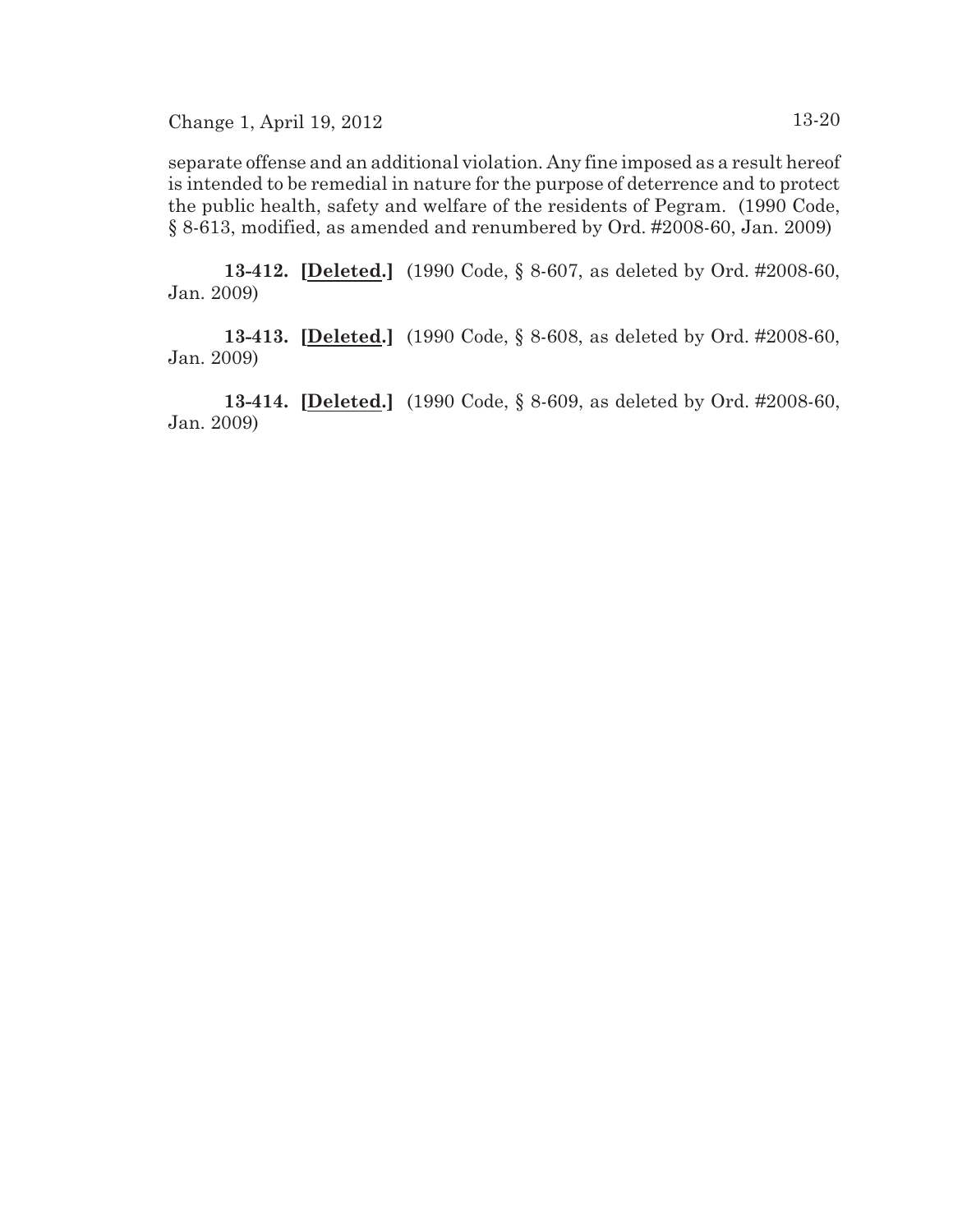separate offense and an additional violation. Any fine imposed as a result hereof is intended to be remedial in nature for the purpose of deterrence and to protect the public health, safety and welfare of the residents of Pegram. (1990 Code, § 8-613, modified, as amended and renumbered by Ord. #2008-60, Jan. 2009)

**13-412. [Deleted.]** (1990 Code, § 8-607, as deleted by Ord. #2008-60, Jan. 2009)

**13-413. [Deleted.]** (1990 Code, § 8-608, as deleted by Ord. #2008-60, Jan. 2009)

**13-414. [Deleted.]** (1990 Code, § 8-609, as deleted by Ord. #2008-60, Jan. 2009)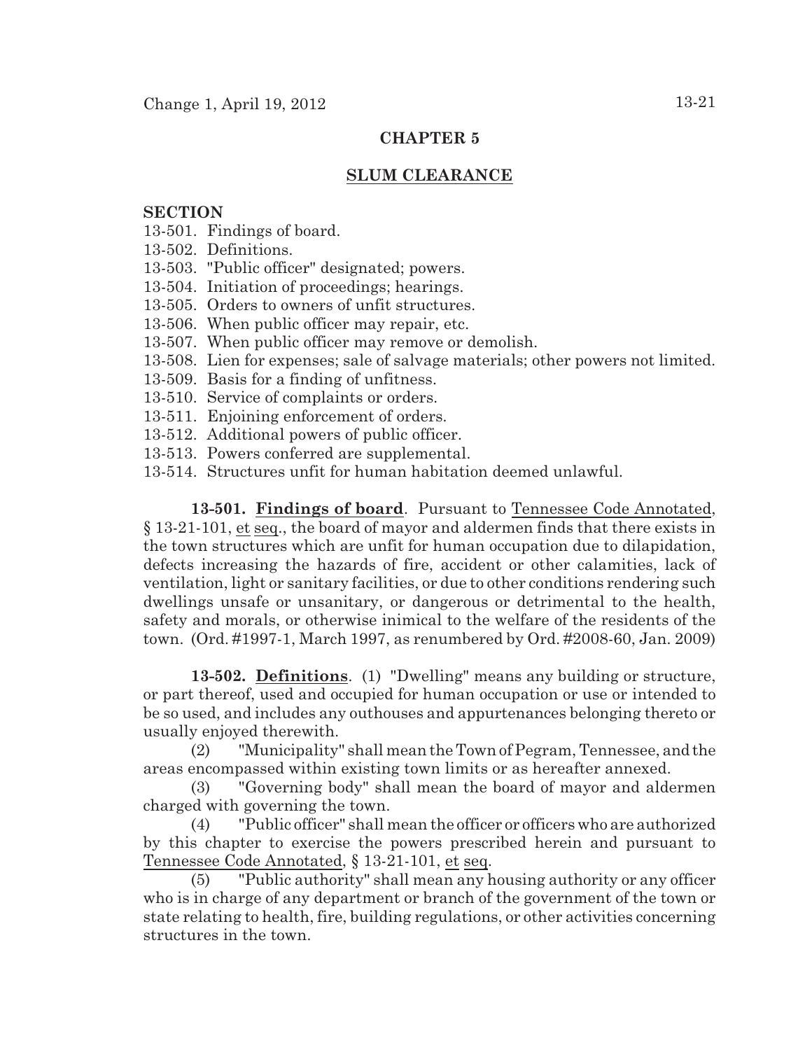# CHAPTER 5

## SLUM CLEARANCE

**SECTION**

13-501. Findings of board.
13-502. Definitions.
13-503. "Public officer" designated; powers.
13-504. Initiation of proceedings; hearings.
13-505. Orders to owners of unfit structures.
13-506. When public officer may repair, etc.
13-507. When public officer may remove or demolish.
13-508. Lien for expenses; sale of salvage materials; other powers not limited.
13-509. Basis for a finding of unfitness.
13-510. Service of complaints or orders.
13-511. Enjoining enforcement of orders.
13-512. Additional powers of public officer.
13-513. Powers conferred are supplemental.
13-514. Structures unfit for human habitation deemed unlawful.

**13-501. Findings of board**. Pursuant to Tennessee Code Annotated, § 13-21-101, et seq., the board of mayor and aldermen finds that there exists in the town structures which are unfit for human occupation due to dilapidation, defects increasing the hazards of fire, accident or other calamities, lack of ventilation, light or sanitary facilities, or due to other conditions rendering such dwellings unsafe or unsanitary, or dangerous or detrimental to the health, safety and morals, or otherwise inimical to the welfare of the residents of the town. (Ord. #1997-1, March 1997, as renumbered by Ord. #2008-60, Jan. 2009)

**13-502. Definitions**. (1) "Dwelling" means any building or structure, or part thereof, used and occupied for human occupation or use or intended to be so used, and includes any outhouses and appurtenances belonging thereto or usually enjoyed therewith.

(2) "Municipality" shall mean the Town of Pegram, Tennessee, and the areas encompassed within existing town limits or as hereafter annexed.

(3) "Governing body" shall mean the board of mayor and aldermen charged with governing the town.

(4) "Public officer" shall mean the officer or officers who are authorized by this chapter to exercise the powers prescribed herein and pursuant to Tennessee Code Annotated, § 13-21-101, et seq.

(5) "Public authority" shall mean any housing authority or any officer who is in charge of any department or branch of the government of the town or state relating to health, fire, building regulations, or other activities concerning structures in the town.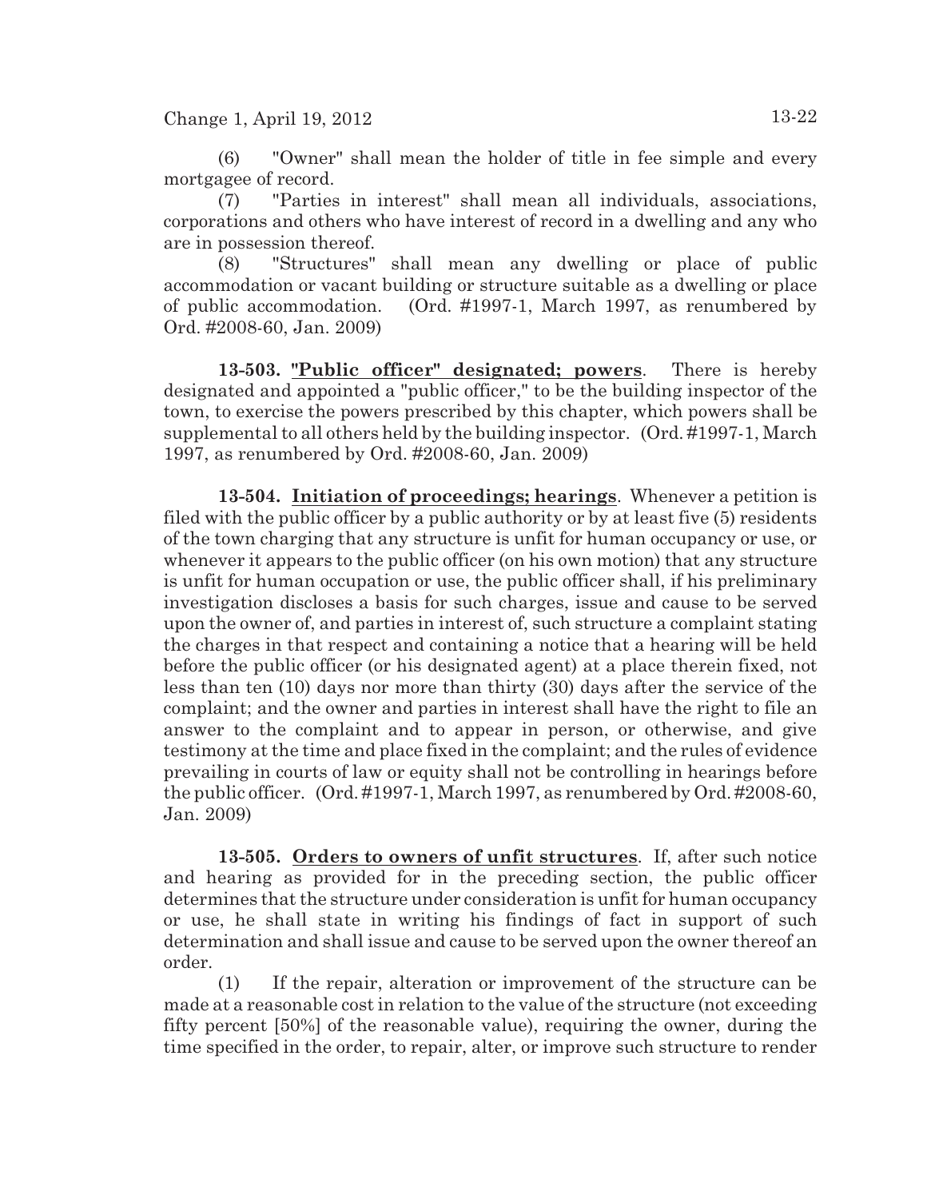(6) "Owner" shall mean the holder of title in fee simple and every mortgagee of record.

(7) "Parties in interest" shall mean all individuals, associations, corporations and others who have interest of record in a dwelling and any who are in possession thereof.

(8) "Structures" shall mean any dwelling or place of public accommodation or vacant building or structure suitable as a dwelling or place of public accommodation. (Ord. #1997-1, March 1997, as renumbered by Ord. #2008-60, Jan. 2009)

**13-503. "Public officer" designated; powers**. There is hereby designated and appointed a "public officer," to be the building inspector of the town, to exercise the powers prescribed by this chapter, which powers shall be supplemental to all others held by the building inspector. (Ord. #1997-1, March 1997, as renumbered by Ord. #2008-60, Jan. 2009)

**13-504. Initiation of proceedings; hearings**. Whenever a petition is filed with the public officer by a public authority or by at least five (5) residents of the town charging that any structure is unfit for human occupancy or use, or whenever it appears to the public officer (on his own motion) that any structure is unfit for human occupation or use, the public officer shall, if his preliminary investigation discloses a basis for such charges, issue and cause to be served upon the owner of, and parties in interest of, such structure a complaint stating the charges in that respect and containing a notice that a hearing will be held before the public officer (or his designated agent) at a place therein fixed, not less than ten (10) days nor more than thirty (30) days after the service of the complaint; and the owner and parties in interest shall have the right to file an answer to the complaint and to appear in person, or otherwise, and give testimony at the time and place fixed in the complaint; and the rules of evidence prevailing in courts of law or equity shall not be controlling in hearings before the public officer. (Ord. #1997-1, March 1997, as renumbered by Ord. #2008-60, Jan. 2009)

**13-505. Orders to owners of unfit structures**. If, after such notice and hearing as provided for in the preceding section, the public officer determines that the structure under consideration is unfit for human occupancy or use, he shall state in writing his findings of fact in support of such determination and shall issue and cause to be served upon the owner thereof an order.

(1) If the repair, alteration or improvement of the structure can be made at a reasonable cost in relation to the value of the structure (not exceeding fifty percent [50%] of the reasonable value), requiring the owner, during the time specified in the order, to repair, alter, or improve such structure to render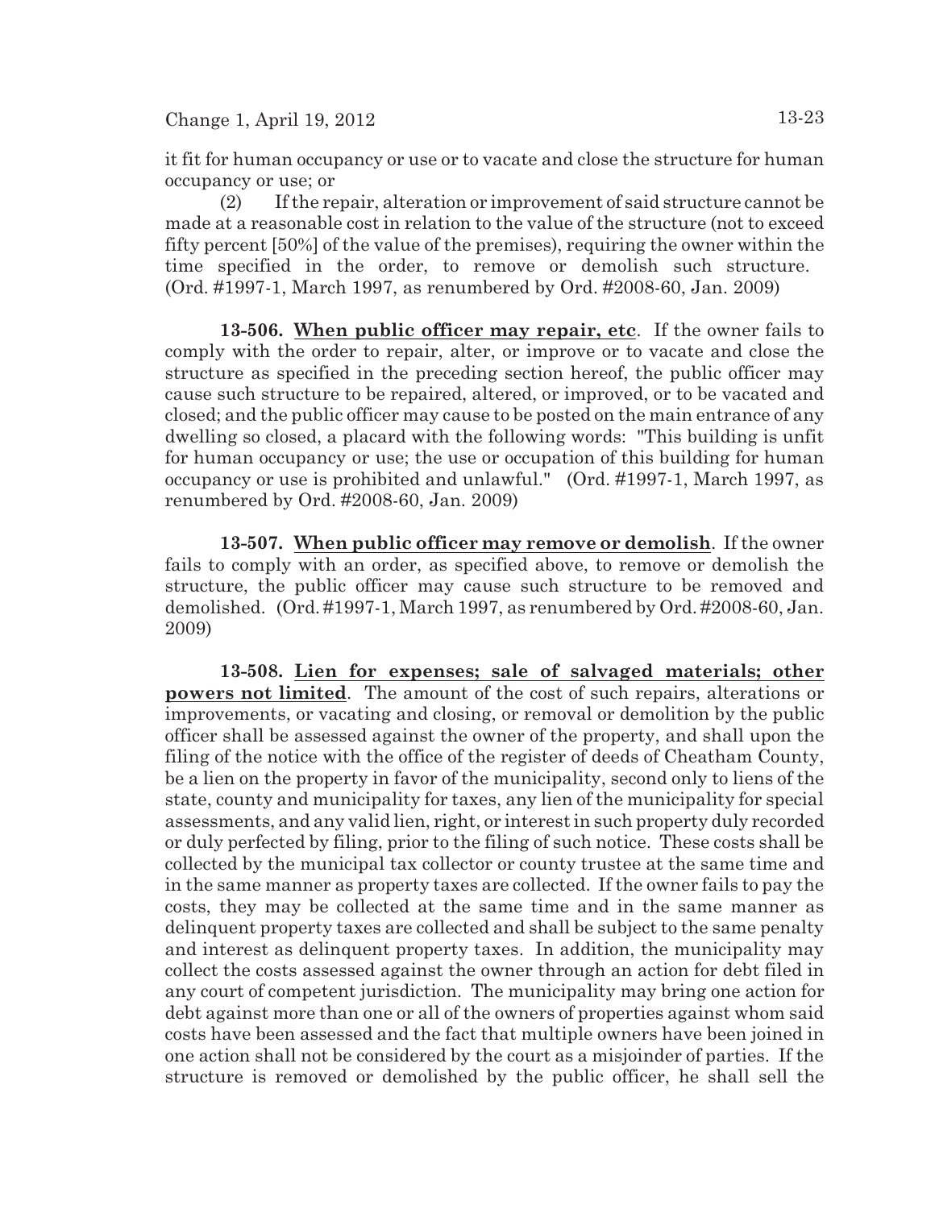it fit for human occupancy or use or to vacate and close the structure for human occupancy or use; or

(2) If the repair, alteration or improvement of said structure cannot be made at a reasonable cost in relation to the value of the structure (not to exceed fifty percent [50%] of the value of the premises), requiring the owner within the time specified in the order, to remove or demolish such structure. (Ord. #1997-1, March 1997, as renumbered by Ord. #2008-60, Jan. 2009)

**13-506. When public officer may repair, etc**. If the owner fails to comply with the order to repair, alter, or improve or to vacate and close the structure as specified in the preceding section hereof, the public officer may cause such structure to be repaired, altered, or improved, or to be vacated and closed; and the public officer may cause to be posted on the main entrance of any dwelling so closed, a placard with the following words: "This building is unfit for human occupancy or use; the use or occupation of this building for human occupancy or use is prohibited and unlawful." (Ord. #1997-1, March 1997, as renumbered by Ord. #2008-60, Jan. 2009)

**13-507. When public officer may remove or demolish**. If the owner fails to comply with an order, as specified above, to remove or demolish the structure, the public officer may cause such structure to be removed and demolished. (Ord. #1997-1, March 1997, as renumbered by Ord. #2008-60, Jan. 2009)

**13-508. Lien for expenses; sale of salvaged materials; other powers not limited**. The amount of the cost of such repairs, alterations or improvements, or vacating and closing, or removal or demolition by the public officer shall be assessed against the owner of the property, and shall upon the filing of the notice with the office of the register of deeds of Cheatham County, be a lien on the property in favor of the municipality, second only to liens of the state, county and municipality for taxes, any lien of the municipality for special assessments, and any valid lien, right, or interest in such property duly recorded or duly perfected by filing, prior to the filing of such notice. These costs shall be collected by the municipal tax collector or county trustee at the same time and in the same manner as property taxes are collected. If the owner fails to pay the costs, they may be collected at the same time and in the same manner as delinquent property taxes are collected and shall be subject to the same penalty and interest as delinquent property taxes. In addition, the municipality may collect the costs assessed against the owner through an action for debt filed in any court of competent jurisdiction. The municipality may bring one action for debt against more than one or all of the owners of properties against whom said costs have been assessed and the fact that multiple owners have been joined in one action shall not be considered by the court as a misjoinder of parties. If the structure is removed or demolished by the public officer, he shall sell the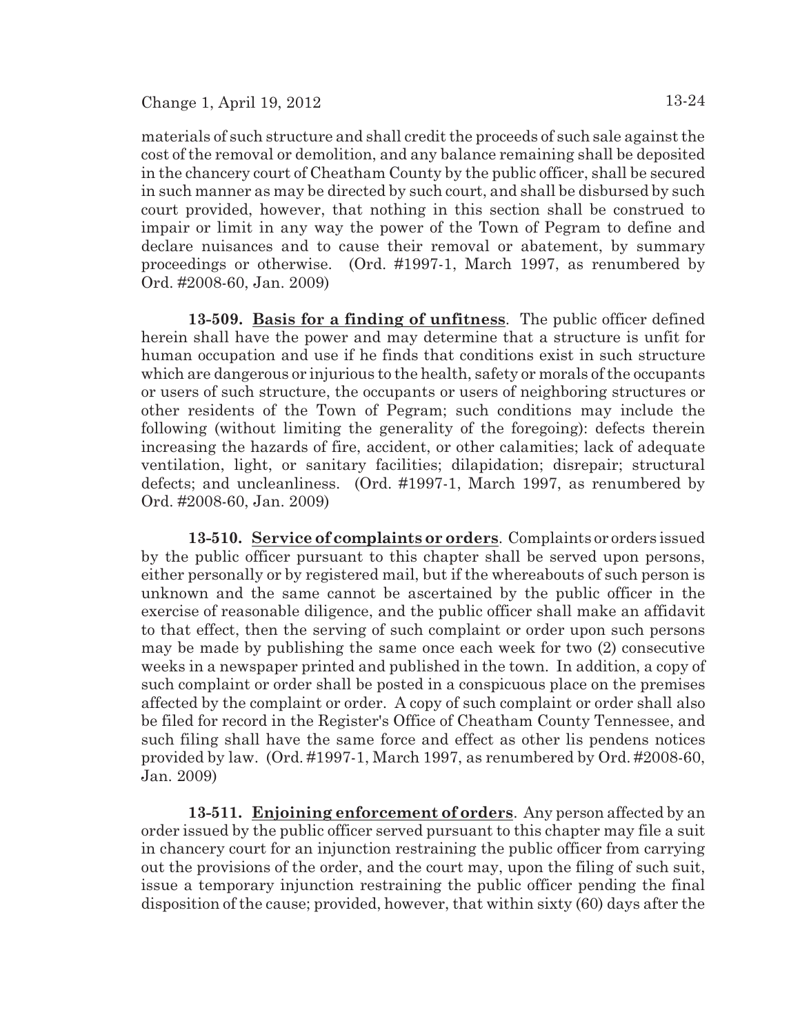materials of such structure and shall credit the proceeds of such sale against the cost of the removal or demolition, and any balance remaining shall be deposited in the chancery court of Cheatham County by the public officer, shall be secured in such manner as may be directed by such court, and shall be disbursed by such court provided, however, that nothing in this section shall be construed to impair or limit in any way the power of the Town of Pegram to define and declare nuisances and to cause their removal or abatement, by summary proceedings or otherwise. (Ord. #1997-1, March 1997, as renumbered by Ord. #2008-60, Jan. 2009)

**13-509. Basis for a finding of unfitness**. The public officer defined herein shall have the power and may determine that a structure is unfit for human occupation and use if he finds that conditions exist in such structure which are dangerous or injurious to the health, safety or morals of the occupants or users of such structure, the occupants or users of neighboring structures or other residents of the Town of Pegram; such conditions may include the following (without limiting the generality of the foregoing): defects therein increasing the hazards of fire, accident, or other calamities; lack of adequate ventilation, light, or sanitary facilities; dilapidation; disrepair; structural defects; and uncleanliness. (Ord. #1997-1, March 1997, as renumbered by Ord. #2008-60, Jan. 2009)

**13-510. Service of complaints or orders**. Complaints or orders issued by the public officer pursuant to this chapter shall be served upon persons, either personally or by registered mail, but if the whereabouts of such person is unknown and the same cannot be ascertained by the public officer in the exercise of reasonable diligence, and the public officer shall make an affidavit to that effect, then the serving of such complaint or order upon such persons may be made by publishing the same once each week for two (2) consecutive weeks in a newspaper printed and published in the town. In addition, a copy of such complaint or order shall be posted in a conspicuous place on the premises affected by the complaint or order. A copy of such complaint or order shall also be filed for record in the Register's Office of Cheatham County Tennessee, and such filing shall have the same force and effect as other lis pendens notices provided by law. (Ord. #1997-1, March 1997, as renumbered by Ord. #2008-60, Jan. 2009)

**13-511. Enjoining enforcement of orders**. Any person affected by an order issued by the public officer served pursuant to this chapter may file a suit in chancery court for an injunction restraining the public officer from carrying out the provisions of the order, and the court may, upon the filing of such suit, issue a temporary injunction restraining the public officer pending the final disposition of the cause; provided, however, that within sixty (60) days after the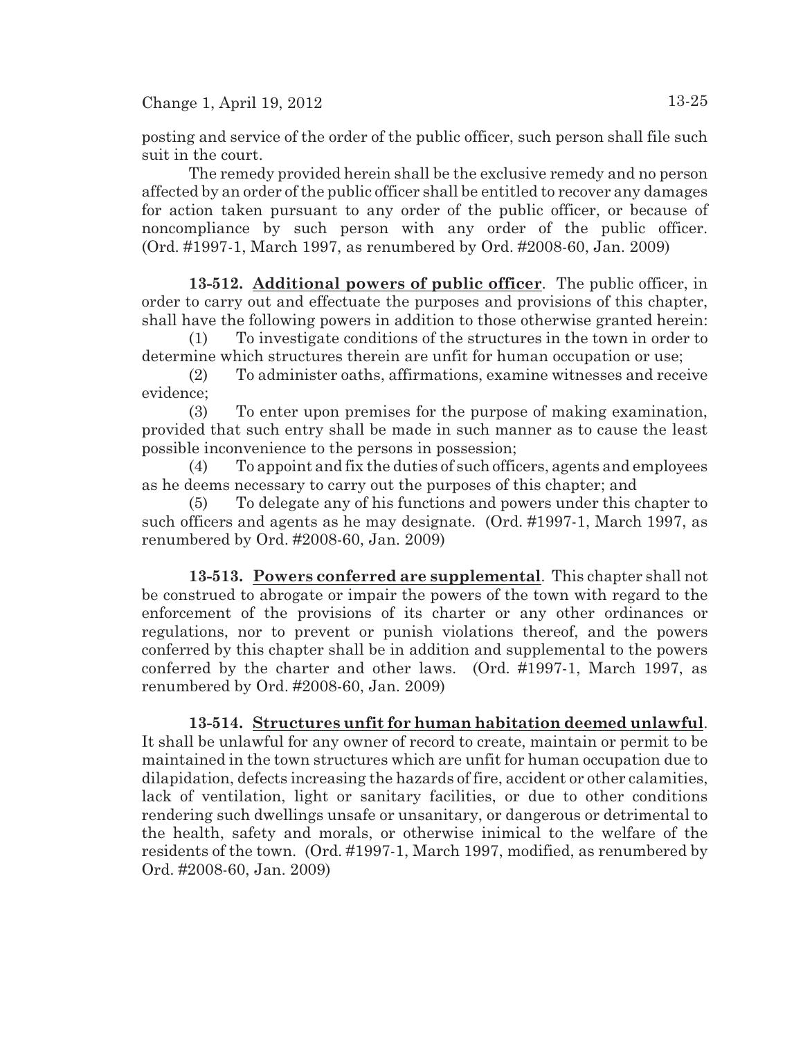posting and service of the order of the public officer, such person shall file such suit in the court.

The remedy provided herein shall be the exclusive remedy and no person affected by an order of the public officer shall be entitled to recover any damages for action taken pursuant to any order of the public officer, or because of noncompliance by such person with any order of the public officer. (Ord. #1997-1, March 1997, as renumbered by Ord. #2008-60, Jan. 2009)

**13-512. Additional powers of public officer**. The public officer, in order to carry out and effectuate the purposes and provisions of this chapter, shall have the following powers in addition to those otherwise granted herein:

(1) To investigate conditions of the structures in the town in order to determine which structures therein are unfit for human occupation or use;

(2) To administer oaths, affirmations, examine witnesses and receive evidence;

(3) To enter upon premises for the purpose of making examination, provided that such entry shall be made in such manner as to cause the least possible inconvenience to the persons in possession;

(4) To appoint and fix the duties of such officers, agents and employees as he deems necessary to carry out the purposes of this chapter; and

(5) To delegate any of his functions and powers under this chapter to such officers and agents as he may designate. (Ord. #1997-1, March 1997, as renumbered by Ord. #2008-60, Jan. 2009)

**13-513. Powers conferred are supplemental**. This chapter shall not be construed to abrogate or impair the powers of the town with regard to the enforcement of the provisions of its charter or any other ordinances or regulations, nor to prevent or punish violations thereof, and the powers conferred by this chapter shall be in addition and supplemental to the powers conferred by the charter and other laws. (Ord. #1997-1, March 1997, as renumbered by Ord. #2008-60, Jan. 2009)

**13-514. Structures unfit for human habitation deemed unlawful**. It shall be unlawful for any owner of record to create, maintain or permit to be maintained in the town structures which are unfit for human occupation due to dilapidation, defects increasing the hazards of fire, accident or other calamities, lack of ventilation, light or sanitary facilities, or due to other conditions rendering such dwellings unsafe or unsanitary, or dangerous or detrimental to the health, safety and morals, or otherwise inimical to the welfare of the residents of the town. (Ord. #1997-1, March 1997, modified, as renumbered by Ord. #2008-60, Jan. 2009)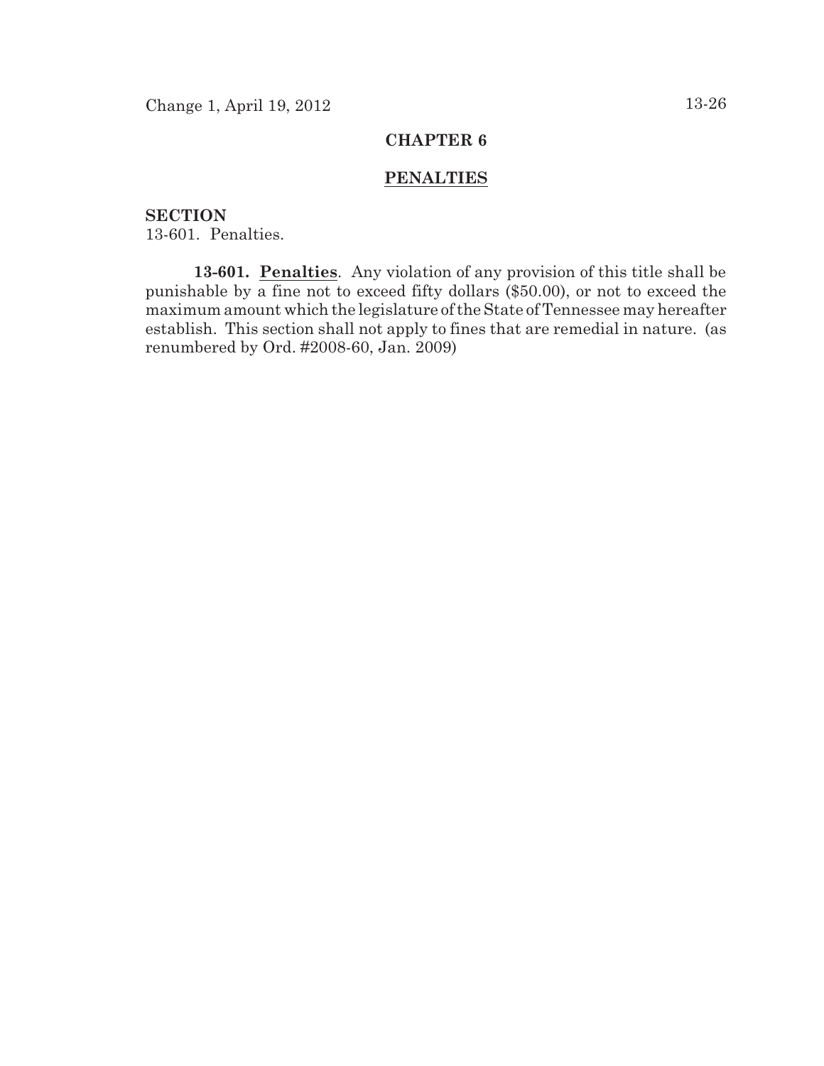# CHAPTER 6

## PENALTIES

**SECTION**
13-601. Penalties.

**13-601. Penalties**. Any violation of any provision of this title shall be punishable by a fine not to exceed fifty dollars ($50.00), or not to exceed the maximum amount which the legislature of the State of Tennessee may hereafter establish. This section shall not apply to fines that are remedial in nature. (as renumbered by Ord. #2008-60, Jan. 2009)